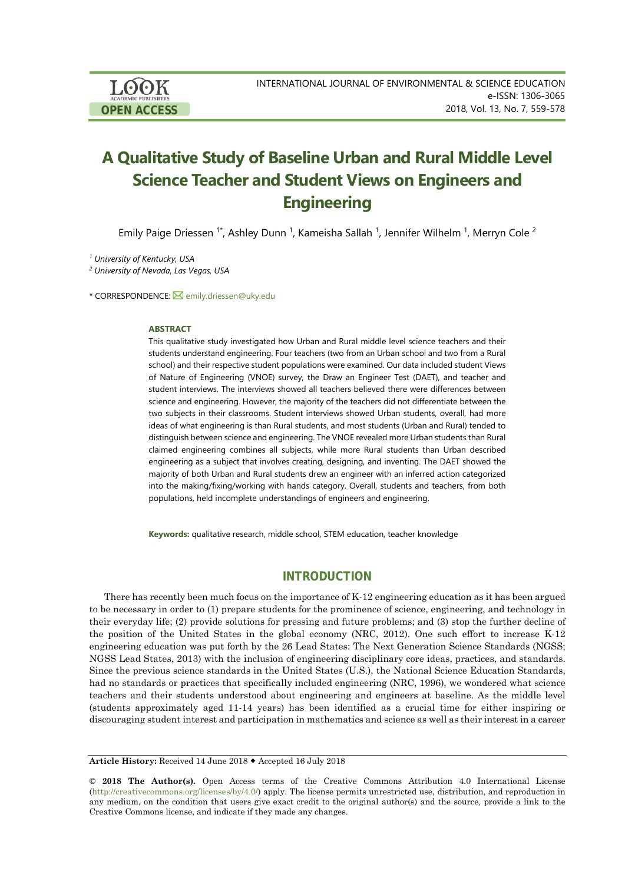# A Qualitative Study of Baseline Urban and Rural Middle Level Science Teacher and Student Views on Engineers and Engineering

Emily Paige Driessen [1*], Ashley Dunn [1], Kameisha Sallah [1], Jennifer Wilhelm [1], Merryn Cole [2]

[1] University of Kentucky, USA

[2] University of Nevada, Las Vegas, USA

* CORRESPONDENCE: emily.driessen@uky.edu

### ABSTRACT

This qualitative study investigated how Urban and Rural middle level science teachers and their students understand engineering. Four teachers (two from an Urban school and two from a Rural school) and their respective student populations were examined. Our data included student Views of Nature of Engineering (VNOE) survey, the Draw an Engineer Test (DAET), and teacher and student interviews. The interviews showed all teachers believed there were differences between science and engineering. However, the majority of the teachers did not differentiate between the two subjects in their classrooms. Student interviews showed Urban students, overall, had more ideas of what engineering is than Rural students, and most students (Urban and Rural) tended to distinguish between science and engineering. The VNOE revealed more Urban students than Rural claimed engineering combines all subjects, while more Rural students than Urban described engineering as a subject that involves creating, designing, and inventing. The DAET showed the majority of both Urban and Rural students drew an engineer with an inferred action categorized into the making/fixing/working with hands category. Overall, students and teachers, from both populations, held incomplete understandings of engineers and engineering.

**Keywords:** qualitative research, middle school, STEM education, teacher knowledge

## INTRODUCTION

There has recently been much focus on the importance of K-12 engineering education as it has been argued to be necessary in order to (1) prepare students for the prominence of science, engineering, and technology in their everyday life; (2) provide solutions for pressing and future problems; and (3) stop the further decline of the position of the United States in the global economy (NRC, 2012). One such effort to increase K-12 engineering education was put forth by the 26 Lead States: The Next Generation Science Standards (NGSS; NGSS Lead States, 2013) with the inclusion of engineering disciplinary core ideas, practices, and standards. Since the previous science standards in the United States (U.S.), the National Science Education Standards, had no standards or practices that specifically included engineering (NRC, 1996), we wondered what science teachers and their students understood about engineering and engineers at baseline. As the middle level (students approximately aged 11-14 years) has been identified as a crucial time for either inspiring or discouraging student interest and participation in mathematics and science as well as their interest in a career

**Article History:** Received 14 June 2018 ◆ Accepted 16 July 2018

**© 2018 The Author(s).** Open Access terms of the Creative Commons Attribution 4.0 International License (http://creativecommons.org/licenses/by/4.0/) apply. The license permits unrestricted use, distribution, and reproduction in any medium, on the condition that users give exact credit to the original author(s) and the source, provide a link to the Creative Commons license, and indicate if they made any changes.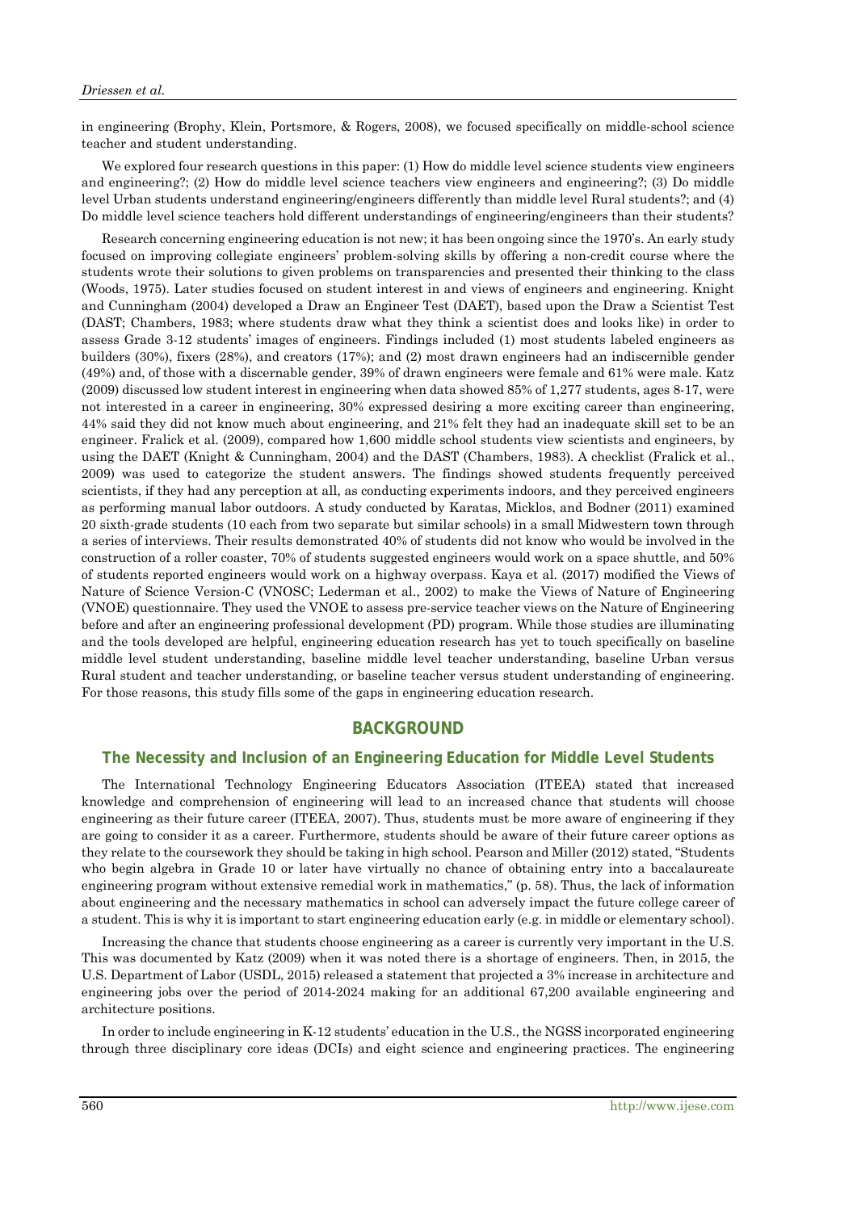in engineering (Brophy, Klein, Portsmore, & Rogers, 2008), we focused specifically on middle-school science teacher and student understanding.

We explored four research questions in this paper: (1) How do middle level science students view engineers and engineering?; (2) How do middle level science teachers view engineers and engineering?; (3) Do middle level Urban students understand engineering/engineers differently than middle level Rural students?; and (4) Do middle level science teachers hold different understandings of engineering/engineers than their students?

Research concerning engineering education is not new; it has been ongoing since the 1970's. An early study focused on improving collegiate engineers' problem-solving skills by offering a non-credit course where the students wrote their solutions to given problems on transparencies and presented their thinking to the class (Woods, 1975). Later studies focused on student interest in and views of engineers and engineering. Knight and Cunningham (2004) developed a Draw an Engineer Test (DAET), based upon the Draw a Scientist Test (DAST; Chambers, 1983; where students draw what they think a scientist does and looks like) in order to assess Grade 3-12 students' images of engineers. Findings included (1) most students labeled engineers as builders (30%), fixers (28%), and creators (17%); and (2) most drawn engineers had an indiscernible gender (49%) and, of those with a discernable gender, 39% of drawn engineers were female and 61% were male. Katz (2009) discussed low student interest in engineering when data showed 85% of 1,277 students, ages 8-17, were not interested in a career in engineering, 30% expressed desiring a more exciting career than engineering, 44% said they did not know much about engineering, and 21% felt they had an inadequate skill set to be an engineer. Fralick et al. (2009), compared how 1,600 middle school students view scientists and engineers, by using the DAET (Knight & Cunningham, 2004) and the DAST (Chambers, 1983). A checklist (Fralick et al., 2009) was used to categorize the student answers. The findings showed students frequently perceived scientists, if they had any perception at all, as conducting experiments indoors, and they perceived engineers as performing manual labor outdoors. A study conducted by Karatas, Micklos, and Bodner (2011) examined 20 sixth-grade students (10 each from two separate but similar schools) in a small Midwestern town through a series of interviews. Their results demonstrated 40% of students did not know who would be involved in the construction of a roller coaster, 70% of students suggested engineers would work on a space shuttle, and 50% of students reported engineers would work on a highway overpass. Kaya et al. (2017) modified the Views of Nature of Science Version-C (VNOSC; Lederman et al., 2002) to make the Views of Nature of Engineering (VNOE) questionnaire. They used the VNOE to assess pre-service teacher views on the Nature of Engineering before and after an engineering professional development (PD) program. While those studies are illuminating and the tools developed are helpful, engineering education research has yet to touch specifically on baseline middle level student understanding, baseline middle level teacher understanding, baseline Urban versus Rural student and teacher understanding, or baseline teacher versus student understanding of engineering. For those reasons, this study fills some of the gaps in engineering education research.

## BACKGROUND

### The Necessity and Inclusion of an Engineering Education for Middle Level Students

The International Technology Engineering Educators Association (ITEEA) stated that increased knowledge and comprehension of engineering will lead to an increased chance that students will choose engineering as their future career (ITEEA, 2007). Thus, students must be more aware of engineering if they are going to consider it as a career. Furthermore, students should be aware of their future career options as they relate to the coursework they should be taking in high school. Pearson and Miller (2012) stated, "Students who begin algebra in Grade 10 or later have virtually no chance of obtaining entry into a baccalaureate engineering program without extensive remedial work in mathematics," (p. 58). Thus, the lack of information about engineering and the necessary mathematics in school can adversely impact the future college career of a student. This is why it is important to start engineering education early (e.g. in middle or elementary school).

Increasing the chance that students choose engineering as a career is currently very important in the U.S. This was documented by Katz (2009) when it was noted there is a shortage of engineers. Then, in 2015, the U.S. Department of Labor (USDL, 2015) released a statement that projected a 3% increase in architecture and engineering jobs over the period of 2014-2024 making for an additional 67,200 available engineering and architecture positions.

In order to include engineering in K-12 students' education in the U.S., the NGSS incorporated engineering through three disciplinary core ideas (DCIs) and eight science and engineering practices. The engineering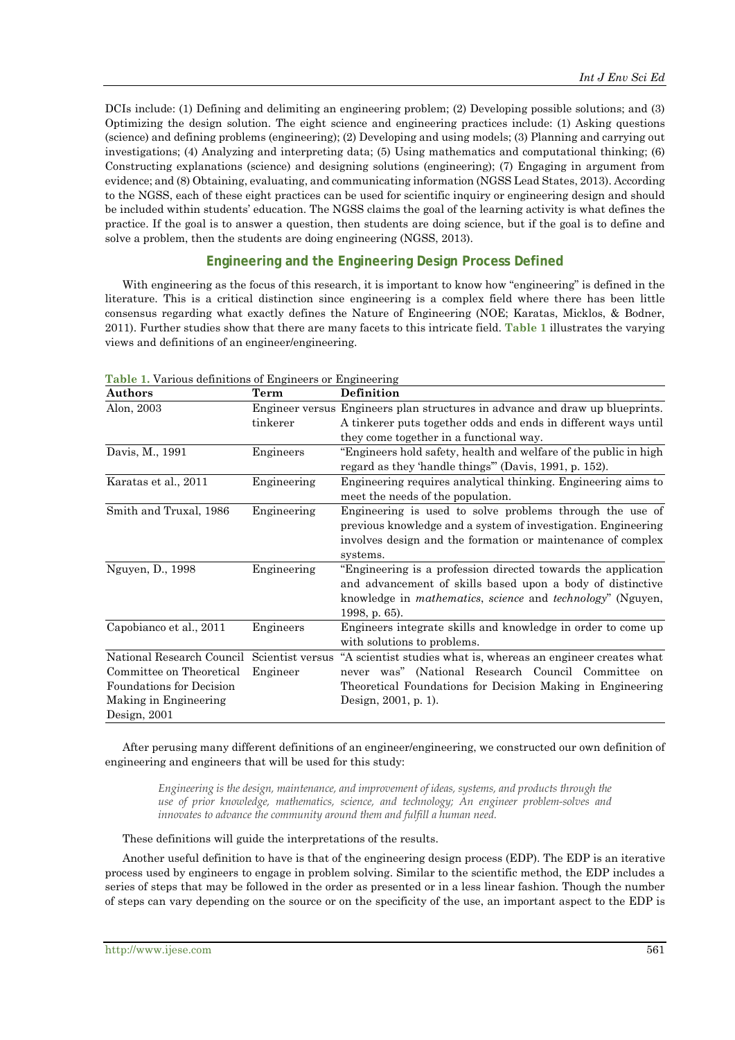DCIs include: (1) Defining and delimiting an engineering problem; (2) Developing possible solutions; and (3) Optimizing the design solution. The eight science and engineering practices include: (1) Asking questions (science) and defining problems (engineering); (2) Developing and using models; (3) Planning and carrying out investigations; (4) Analyzing and interpreting data; (5) Using mathematics and computational thinking; (6) Constructing explanations (science) and designing solutions (engineering); (7) Engaging in argument from evidence; and (8) Obtaining, evaluating, and communicating information (NGSS Lead States, 2013). According to the NGSS, each of these eight practices can be used for scientific inquiry or engineering design and should be included within students' education. The NGSS claims the goal of the learning activity is what defines the practice. If the goal is to answer a question, then students are doing science, but if the goal is to define and solve a problem, then the students are doing engineering (NGSS, 2013).

## Engineering and the Engineering Design Process Defined

With engineering as the focus of this research, it is important to know how "engineering" is defined in the literature. This is a critical distinction since engineering is a complex field where there has been little consensus regarding what exactly defines the Nature of Engineering (NOE; Karatas, Micklos, & Bodner, 2011). Further studies show that there are many facets to this intricate field. **Table 1** illustrates the varying views and definitions of an engineer/engineering.

**Table 1.** Various definitions of Engineers or Engineering

| Authors | Term | Definition |
|---|---|---|
| Alon, 2003 | Engineer versus tinkerer | Engineers plan structures in advance and draw up blueprints. A tinkerer puts together odds and ends in different ways until they come together in a functional way. |
| Davis, M., 1991 | Engineers | "Engineers hold safety, health and welfare of the public in high regard as they 'handle things'" (Davis, 1991, p. 152). |
| Karatas et al., 2011 | Engineering | Engineering requires analytical thinking. Engineering aims to meet the needs of the population. |
| Smith and Truxal, 1986 | Engineering | Engineering is used to solve problems through the use of previous knowledge and a system of investigation. Engineering involves design and the formation or maintenance of complex systems. |
| Nguyen, D., 1998 | Engineering | "Engineering is a profession directed towards the application and advancement of skills based upon a body of distinctive knowledge in *mathematics*, *science* and *technology*" (Nguyen, 1998, p. 65). |
| Capobianco et al., 2011 | Engineers | Engineers integrate skills and knowledge in order to come up with solutions to problems. |
| National Research Council Committee on Theoretical Foundations for Decision Making in Engineering Design, 2001 | Scientist versus Engineer | "A scientist studies what is, whereas an engineer creates what never was" (National Research Council Committee on Theoretical Foundations for Decision Making in Engineering Design, 2001, p. 1). |

After perusing many different definitions of an engineer/engineering, we constructed our own definition of engineering and engineers that will be used for this study:

> *Engineering is the design, maintenance, and improvement of ideas, systems, and products through the use of prior knowledge, mathematics, science, and technology; An engineer problem-solves and innovates to advance the community around them and fulfill a human need.*

These definitions will guide the interpretations of the results.

Another useful definition to have is that of the engineering design process (EDP). The EDP is an iterative process used by engineers to engage in problem solving. Similar to the scientific method, the EDP includes a series of steps that may be followed in the order as presented or in a less linear fashion. Though the number of steps can vary depending on the source or on the specificity of the use, an important aspect to the EDP is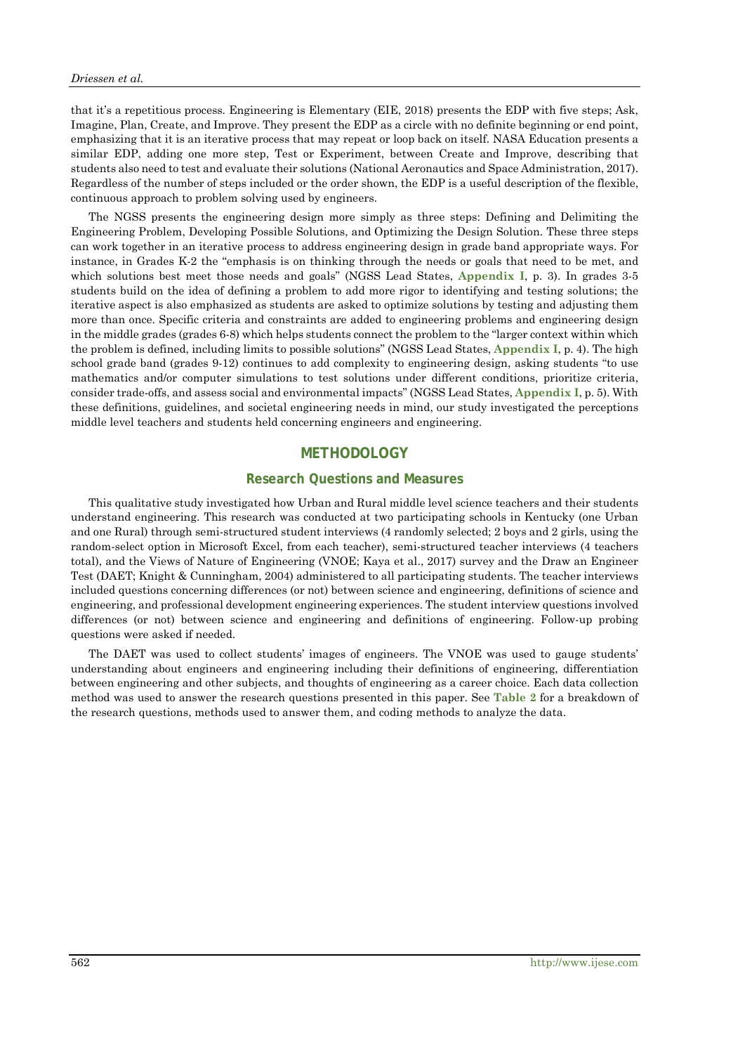that it's a repetitious process. Engineering is Elementary (EIE, 2018) presents the EDP with five steps; Ask, Imagine, Plan, Create, and Improve. They present the EDP as a circle with no definite beginning or end point, emphasizing that it is an iterative process that may repeat or loop back on itself. NASA Education presents a similar EDP, adding one more step, Test or Experiment, between Create and Improve, describing that students also need to test and evaluate their solutions (National Aeronautics and Space Administration, 2017). Regardless of the number of steps included or the order shown, the EDP is a useful description of the flexible, continuous approach to problem solving used by engineers.

The NGSS presents the engineering design more simply as three steps: Defining and Delimiting the Engineering Problem, Developing Possible Solutions, and Optimizing the Design Solution. These three steps can work together in an iterative process to address engineering design in grade band appropriate ways. For instance, in Grades K-2 the "emphasis is on thinking through the needs or goals that need to be met, and which solutions best meet those needs and goals" (NGSS Lead States, **Appendix I**, p. 3). In grades 3-5 students build on the idea of defining a problem to add more rigor to identifying and testing solutions; the iterative aspect is also emphasized as students are asked to optimize solutions by testing and adjusting them more than once. Specific criteria and constraints are added to engineering problems and engineering design in the middle grades (grades 6-8) which helps students connect the problem to the "larger context within which the problem is defined, including limits to possible solutions" (NGSS Lead States, **Appendix I**, p. 4). The high school grade band (grades 9-12) continues to add complexity to engineering design, asking students "to use mathematics and/or computer simulations to test solutions under different conditions, prioritize criteria, consider trade-offs, and assess social and environmental impacts" (NGSS Lead States, **Appendix I**, p. 5). With these definitions, guidelines, and societal engineering needs in mind, our study investigated the perceptions middle level teachers and students held concerning engineers and engineering.

## METHODOLOGY

### Research Questions and Measures

This qualitative study investigated how Urban and Rural middle level science teachers and their students understand engineering. This research was conducted at two participating schools in Kentucky (one Urban and one Rural) through semi-structured student interviews (4 randomly selected; 2 boys and 2 girls, using the random-select option in Microsoft Excel, from each teacher), semi-structured teacher interviews (4 teachers total), and the Views of Nature of Engineering (VNOE; Kaya et al., 2017) survey and the Draw an Engineer Test (DAET; Knight & Cunningham, 2004) administered to all participating students. The teacher interviews included questions concerning differences (or not) between science and engineering, definitions of science and engineering, and professional development engineering experiences. The student interview questions involved differences (or not) between science and engineering and definitions of engineering. Follow-up probing questions were asked if needed.

The DAET was used to collect students' images of engineers. The VNOE was used to gauge students' understanding about engineers and engineering including their definitions of engineering, differentiation between engineering and other subjects, and thoughts of engineering as a career choice. Each data collection method was used to answer the research questions presented in this paper. See **Table 2** for a breakdown of the research questions, methods used to answer them, and coding methods to analyze the data.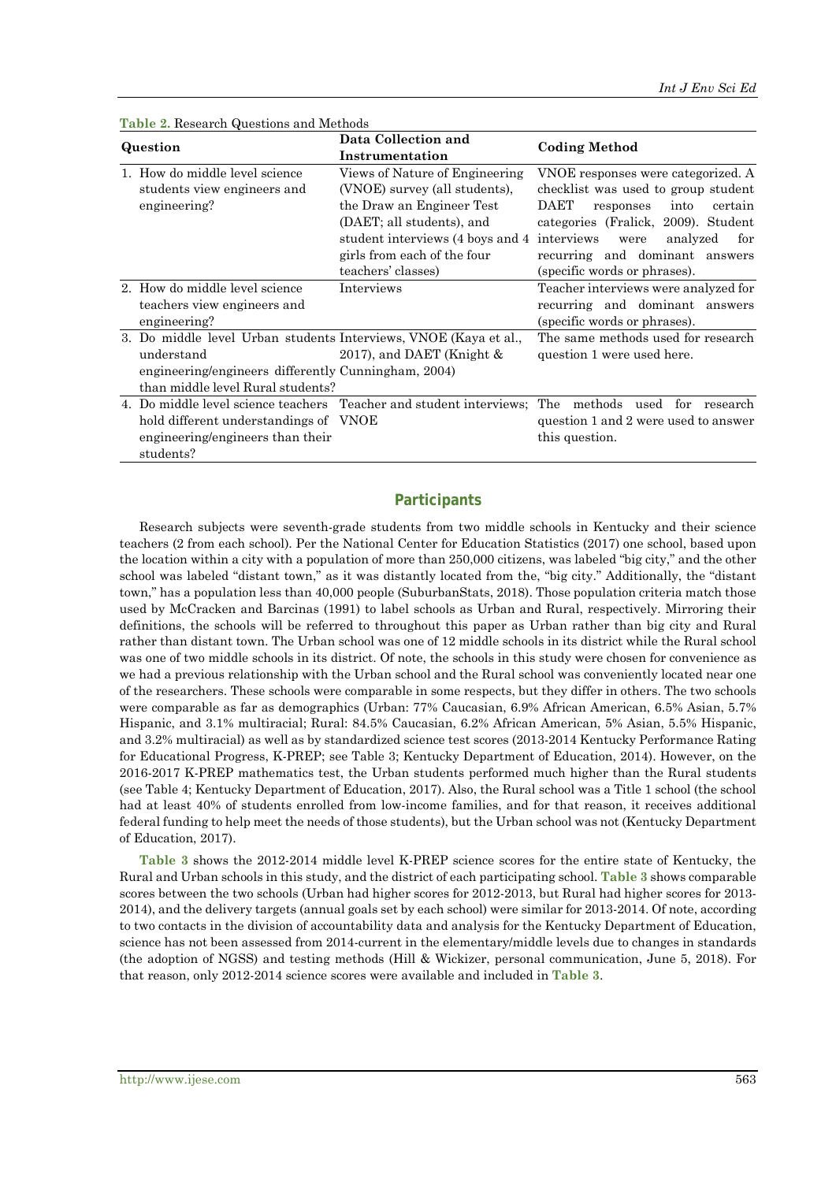**Table 2.** Research Questions and Methods

| Question | Data Collection and Instrumentation | Coding Method |
|---|---|---|
| 1. How do middle level science students view engineers and engineering? | Views of Nature of Engineering (VNOE) survey (all students), the Draw an Engineer Test (DAET; all students), and student interviews (4 boys and 4 girls from each of the four teachers' classes) | VNOE responses were categorized. A checklist was used to group student DAET responses into certain categories (Fralick, 2009). Student interviews were analyzed for recurring and dominant answers (specific words or phrases). |
| 2. How do middle level science teachers view engineers and engineering? | Interviews | Teacher interviews were analyzed for recurring and dominant answers (specific words or phrases). |
| 3. Do middle level Urban students understand engineering/engineers differently than middle level Rural students? | Interviews, VNOE (Kaya et al., 2017), and DAET (Knight & Cunningham, 2004) | The same methods used for research question 1 were used here. |
| 4. Do middle level science teachers hold different understandings of engineering/engineers than their students? | Teacher and student interviews; VNOE | The methods used for research question 1 and 2 were used to answer this question. |

## Participants

Research subjects were seventh-grade students from two middle schools in Kentucky and their science teachers (2 from each school). Per the National Center for Education Statistics (2017) one school, based upon the location within a city with a population of more than 250,000 citizens, was labeled "big city," and the other school was labeled "distant town," as it was distantly located from the, "big city." Additionally, the "distant town," has a population less than 40,000 people (SuburbanStats, 2018). Those population criteria match those used by McCracken and Barcinas (1991) to label schools as Urban and Rural, respectively. Mirroring their definitions, the schools will be referred to throughout this paper as Urban rather than big city and Rural rather than distant town. The Urban school was one of 12 middle schools in its district while the Rural school was one of two middle schools in its district. Of note, the schools in this study were chosen for convenience as we had a previous relationship with the Urban school and the Rural school was conveniently located near one of the researchers. These schools were comparable in some respects, but they differ in others. The two schools were comparable as far as demographics (Urban: 77% Caucasian, 6.9% African American, 6.5% Asian, 5.7% Hispanic, and 3.1% multiracial; Rural: 84.5% Caucasian, 6.2% African American, 5% Asian, 5.5% Hispanic, and 3.2% multiracial) as well as by standardized science test scores (2013-2014 Kentucky Performance Rating for Educational Progress, K-PREP; see Table 3; Kentucky Department of Education, 2014). However, on the 2016-2017 K-PREP mathematics test, the Urban students performed much higher than the Rural students (see Table 4; Kentucky Department of Education, 2017). Also, the Rural school was a Title 1 school (the school had at least 40% of students enrolled from low-income families, and for that reason, it receives additional federal funding to help meet the needs of those students), but the Urban school was not (Kentucky Department of Education, 2017).

**Table 3** shows the 2012-2014 middle level K-PREP science scores for the entire state of Kentucky, the Rural and Urban schools in this study, and the district of each participating school. **Table 3** shows comparable scores between the two schools (Urban had higher scores for 2012-2013, but Rural had higher scores for 2013-2014), and the delivery targets (annual goals set by each school) were similar for 2013-2014. Of note, according to two contacts in the division of accountability data and analysis for the Kentucky Department of Education, science has not been assessed from 2014-current in the elementary/middle levels due to changes in standards (the adoption of NGSS) and testing methods (Hill & Wickizer, personal communication, June 5, 2018). For that reason, only 2012-2014 science scores were available and included in **Table 3**.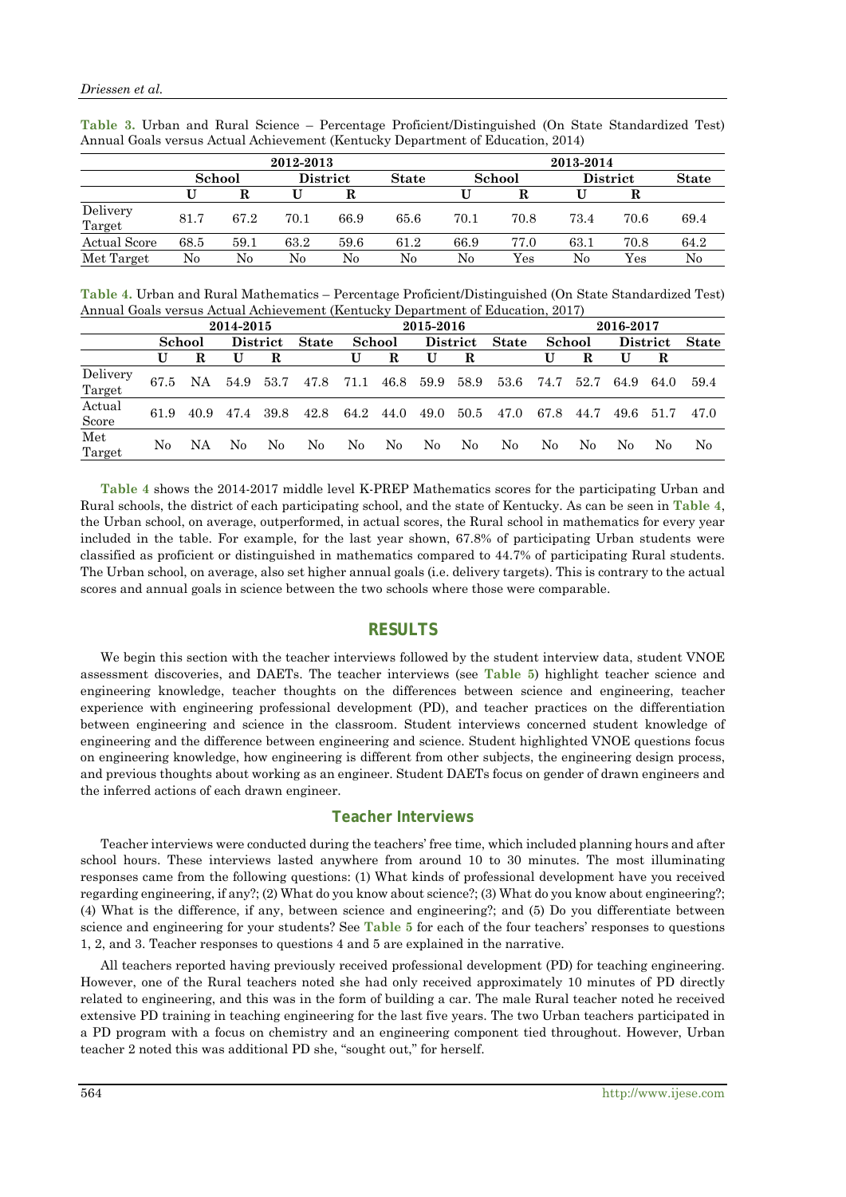**Table 3.** Urban and Rural Science – Percentage Proficient/Distinguished (On State Standardized Test) Annual Goals versus Actual Achievement (Kentucky Department of Education, 2014)

| | 2012-2013 | | | | | 2013-2014 | | | | |
|---|---|---|---|---|---|---|---|---|---|---|
| | School | | District | | State | School | | District | | State |
| | U | R | U | R | | U | R | U | R | |
| Delivery Target | 81.7 | 67.2 | 70.1 | 66.9 | 65.6 | 70.1 | 70.8 | 73.4 | 70.6 | 69.4 |
| Actual Score | 68.5 | 59.1 | 63.2 | 59.6 | 61.2 | 66.9 | 77.0 | 63.1 | 70.8 | 64.2 |
| Met Target | No | No | No | No | No | No | Yes | No | Yes | No |

**Table 4.** Urban and Rural Mathematics – Percentage Proficient/Distinguished (On State Standardized Test) Annual Goals versus Actual Achievement (Kentucky Department of Education, 2017)

| | 2014-2015 | | | | | 2015-2016 | | | | | 2016-2017 | | | | |
|---|---|---|---|---|---|---|---|---|---|---|---|---|---|---|---|
| | School | | District | | State | School | | District | | State | School | | District | | State |
| | U | R | U | R | | U | R | U | R | | U | R | U | R | |
| Delivery Target | 67.5 | NA | 54.9 | 53.7 | 47.8 | 71.1 | 46.8 | 59.9 | 58.9 | 53.6 | 74.7 | 52.7 | 64.9 | 64.0 | 59.4 |
| Actual Score | 61.9 | 40.9 | 47.4 | 39.8 | 42.8 | 64.2 | 44.0 | 49.0 | 50.5 | 47.0 | 67.8 | 44.7 | 49.6 | 51.7 | 47.0 |
| Met Target | No | NA | No | No | No | No | No | No | No | No | No | No | No | No | No |

**Table 4** shows the 2014-2017 middle level K-PREP Mathematics scores for the participating Urban and Rural schools, the district of each participating school, and the state of Kentucky. As can be seen in **Table 4**, the Urban school, on average, outperformed, in actual scores, the Rural school in mathematics for every year included in the table. For example, for the last year shown, 67.8% of participating Urban students were classified as proficient or distinguished in mathematics compared to 44.7% of participating Rural students. The Urban school, on average, also set higher annual goals (i.e. delivery targets). This is contrary to the actual scores and annual goals in science between the two schools where those were comparable.

## RESULTS

We begin this section with the teacher interviews followed by the student interview data, student VNOE assessment discoveries, and DAETs. The teacher interviews (see **Table 5**) highlight teacher science and engineering knowledge, teacher thoughts on the differences between science and engineering, teacher experience with engineering professional development (PD), and teacher practices on the differentiation between engineering and science in the classroom. Student interviews concerned student knowledge of engineering and the difference between engineering and science. Student highlighted VNOE questions focus on engineering knowledge, how engineering is different from other subjects, the engineering design process, and previous thoughts about working as an engineer. Student DAETs focus on gender of drawn engineers and the inferred actions of each drawn engineer.

### Teacher Interviews

Teacher interviews were conducted during the teachers' free time, which included planning hours and after school hours. These interviews lasted anywhere from around 10 to 30 minutes. The most illuminating responses came from the following questions: (1) What kinds of professional development have you received regarding engineering, if any?; (2) What do you know about science?; (3) What do you know about engineering?; (4) What is the difference, if any, between science and engineering?; and (5) Do you differentiate between science and engineering for your students? See **Table 5** for each of the four teachers' responses to questions 1, 2, and 3. Teacher responses to questions 4 and 5 are explained in the narrative.

All teachers reported having previously received professional development (PD) for teaching engineering. However, one of the Rural teachers noted she had only received approximately 10 minutes of PD directly related to engineering, and this was in the form of building a car. The male Rural teacher noted he received extensive PD training in teaching engineering for the last five years. The two Urban teachers participated in a PD program with a focus on chemistry and an engineering component tied throughout. However, Urban teacher 2 noted this was additional PD she, "sought out," for herself.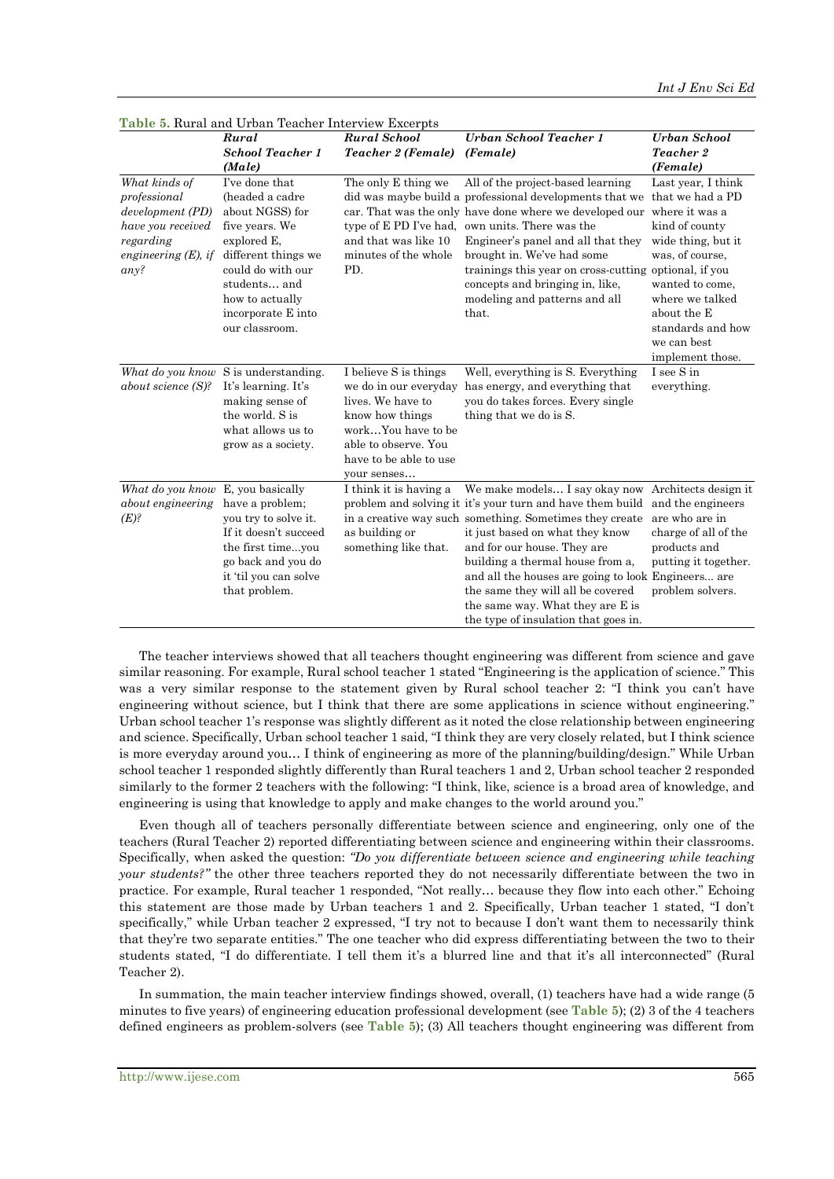**Table 5.** Rural and Urban Teacher Interview Excerpts

| | *Rural School Teacher 1 (Male)* | *Rural School Teacher 2 (Female)* | *Urban School Teacher 1 (Female)* | *Urban School Teacher 2 (Female)* |
|---|---|---|---|---|
| *What kinds of professional development (PD) have you received regarding engineering (E), if any?* | I've done that (headed a cadre about NGSS) for five years. We explored E, different things we could do with our students… and how to actually incorporate E into our classroom. | The only E thing we did was maybe build a car. That was the only type of E PD I've had, and that was like 10 minutes of the whole PD. | All of the project-based learning professional developments that we have done where we developed our own units. There was the Engineer's panel and all that they brought in. We've had some trainings this year on cross-cutting concepts and bringing in, like, modeling and patterns and all that. | Last year, I think that we had a PD where it was a kind of county wide thing, but it was, of course, optional, if you wanted to come, where we talked about the E standards and how we can best implement those. |
| *What do you know about science (S)?* | S is understanding. It's learning. It's making sense of the world. S is what allows us to grow as a society. | I believe S is things we do in our everyday lives. We have to know how things work…You have to be able to observe. You have to be able to use your senses… | Well, everything is S. Everything has energy, and everything that you do takes forces. Every single thing that we do is S. | I see S in everything. |
| *What do you know about engineering (E)?* | E, you basically have a problem; you try to solve it. If it doesn't succeed the first time...you go back and you do it 'til you can solve that problem. | I think it is having a problem and solving it in a creative way such as building or something like that. | We make models… I say okay now it's your turn and have them build something. Sometimes they create it just based on what they know and for our house. They are building a thermal house from a, and all the houses are going to look the same they will all be covered the same way. What they are E is the type of insulation that goes in. | Architects design it and the engineers are who are in charge of all of the products and putting it together. Engineers... are problem solvers. |

The teacher interviews showed that all teachers thought engineering was different from science and gave similar reasoning. For example, Rural school teacher 1 stated "Engineering is the application of science." This was a very similar response to the statement given by Rural school teacher 2: "I think you can't have engineering without science, but I think that there are some applications in science without engineering." Urban school teacher 1's response was slightly different as it noted the close relationship between engineering and science. Specifically, Urban school teacher 1 said, "I think they are very closely related, but I think science is more everyday around you… I think of engineering as more of the planning/building/design." While Urban school teacher 1 responded slightly differently than Rural teachers 1 and 2, Urban school teacher 2 responded similarly to the former 2 teachers with the following: "I think, like, science is a broad area of knowledge, and engineering is using that knowledge to apply and make changes to the world around you."

Even though all of teachers personally differentiate between science and engineering, only one of the teachers (Rural Teacher 2) reported differentiating between science and engineering within their classrooms. Specifically, when asked the question: *"Do you differentiate between science and engineering while teaching your students?"* the other three teachers reported they do not necessarily differentiate between the two in practice. For example, Rural teacher 1 responded, "Not really… because they flow into each other." Echoing this statement are those made by Urban teachers 1 and 2. Specifically, Urban teacher 1 stated, "I don't specifically," while Urban teacher 2 expressed, "I try not to because I don't want them to necessarily think that they're two separate entities." The one teacher who did express differentiating between the two to their students stated, "I do differentiate. I tell them it's a blurred line and that it's all interconnected" (Rural Teacher 2).

In summation, the main teacher interview findings showed, overall, (1) teachers have had a wide range (5 minutes to five years) of engineering education professional development (see **Table 5**); (2) 3 of the 4 teachers defined engineers as problem-solvers (see **Table 5**); (3) All teachers thought engineering was different from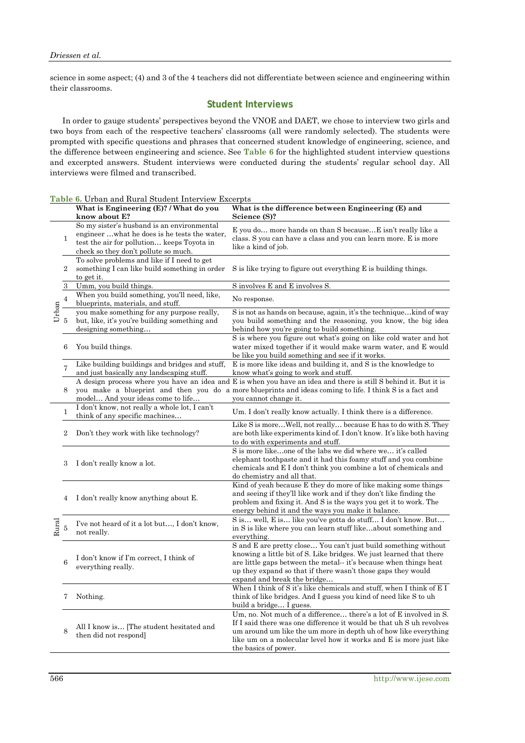science in some aspect; (4) and 3 of the 4 teachers did not differentiate between science and engineering within their classrooms.

## Student Interviews

In order to gauge students' perspectives beyond the VNOE and DAET, we chose to interview two girls and two boys from each of the respective teachers' classrooms (all were randomly selected). The students were prompted with specific questions and phrases that concerned student knowledge of engineering, science, and the difference between engineering and science. See **Table 6** for the highlighted student interview questions and excerpted answers. Student interviews were conducted during the students' regular school day. All interviews were filmed and transcribed.

**Table 6.** Urban and Rural Student Interview Excerpts

| | | What is Engineering (E)? / What do you know about E? | What is the difference between Engineering (E) and Science (S)? |
|---|---|---|---|
| Urban | 1 | So my sister's husband is an environmental engineer …what he does is he tests the water, test the air for pollution… keeps Toyota in check so they don't pollute so much. | E you do… more hands on than S because…E isn't really like a class. S you can have a class and you can learn more. E is more like a kind of job. |
| | 2 | To solve problems and like if I need to get something I can like build something in order to get it. | S is like trying to figure out everything E is building things. |
| | 3 | Umm, you build things. | S involves E and E involves S. |
| | 4 | When you build something, you'll need, like, blueprints, materials, and stuff. | No response. |
| | 5 | you make something for any purpose really, but, like, it's you're building something and designing something… | S is not as hands on because, again, it's the technique…kind of way you build something and the reasoning, you know, the big idea behind how you're going to build something. |
| | 6 | You build things. | S is where you figure out what's going on like cold water and hot water mixed together if it would make warm water, and E would be like you build something and see if it works. |
| | 7 | Like building buildings and bridges and stuff, and just basically any landscaping stuff. | E is more like ideas and building it, and S is the knowledge to know what's going to work and stuff. |
| | 8 | A design process where you have an idea and you make a blueprint and then you do a model… And your ideas come to life… | E is when you have an idea and there is still S behind it. But it is more blueprints and ideas coming to life. I think S is a fact and you cannot change it. |
| Rural | 1 | I don't know, not really a whole lot, I can't think of any specific machines… | Um. I don't really know actually. I think there is a difference. |
| | 2 | Don't they work with like technology? | Like S is more…Well, not really… because E has to do with S. They are both like experiments kind of. I don't know. It's like both having to do with experiments and stuff. |
| | 3 | I don't really know a lot. | S is more like…one of the labs we did where we… it's called elephant toothpaste and it had this foamy stuff and you combine chemicals and E I don't think you combine a lot of chemicals and do chemistry and all that. |
| | 4 | I don't really know anything about E. | Kind of yeah because E they do more of like making some things and seeing if they'll like work and if they don't like finding the problem and fixing it. And S is the ways you get it to work. The energy behind it and the ways you make it balance. |
| | 5 | I've not heard of it a lot but…, I don't know, not really. | S is… well, E is… like you've gotta do stuff… I don't know. But… in S is like where you can learn stuff like…about something and everything. |
| | 6 | I don't know if I'm correct, I think of everything really. | S and E are pretty close… You can't just build something without knowing a little bit of S. Like bridges. We just learned that there are little gaps between the metal-- it's because when things heat up they expand so that if there wasn't those gaps they would expand and break the bridge… |
| | 7 | Nothing. | When I think of S it's like chemicals and stuff, when I think of E I think of like bridges. And I guess you kind of need like S to uh build a bridge… I guess. |
| | 8 | All I know is… [The student hesitated and then did not respond] | Um, no. Not much of a difference… there's a lot of E involved in S. If I said there was one difference it would be that uh S uh revolves um around um like the um more in depth uh of how like everything like um on a molecular level how it works and E is more just like the basics of power. |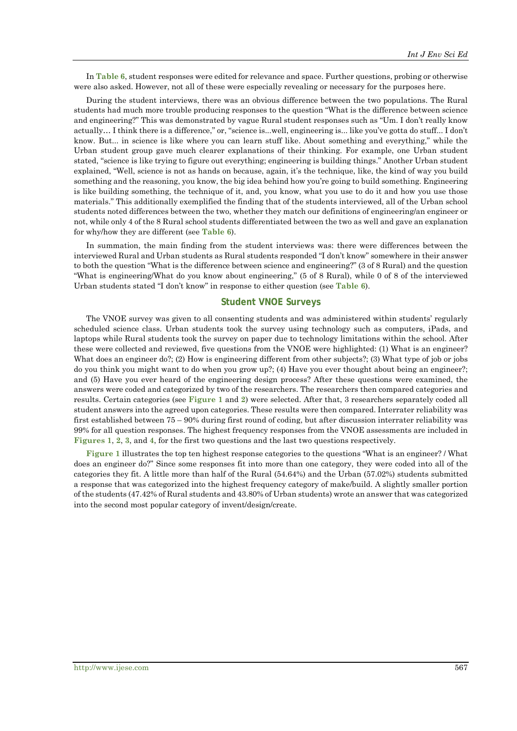In **Table 6**, student responses were edited for relevance and space. Further questions, probing or otherwise were also asked. However, not all of these were especially revealing or necessary for the purposes here.

During the student interviews, there was an obvious difference between the two populations. The Rural students had much more trouble producing responses to the question "What is the difference between science and engineering?" This was demonstrated by vague Rural student responses such as "Um. I don't really know actually… I think there is a difference," or, "science is...well, engineering is... like you've gotta do stuff... I don't know. But... in science is like where you can learn stuff like. About something and everything," while the Urban student group gave much clearer explanations of their thinking. For example, one Urban student stated, "science is like trying to figure out everything; engineering is building things." Another Urban student explained, "Well, science is not as hands on because, again, it's the technique, like, the kind of way you build something and the reasoning, you know, the big idea behind how you're going to build something. Engineering is like building something, the technique of it, and, you know, what you use to do it and how you use those materials." This additionally exemplified the finding that of the students interviewed, all of the Urban school students noted differences between the two, whether they match our definitions of engineering/an engineer or not, while only 4 of the 8 Rural school students differentiated between the two as well and gave an explanation for why/how they are different (see **Table 6**).

In summation, the main finding from the student interviews was: there were differences between the interviewed Rural and Urban students as Rural students responded "I don't know" somewhere in their answer to both the question "What is the difference between science and engineering?" (3 of 8 Rural) and the question "What is engineering/What do you know about engineering," (5 of 8 Rural), while 0 of 8 of the interviewed Urban students stated "I don't know" in response to either question (see **Table 6**).

## Student VNOE Surveys

The VNOE survey was given to all consenting students and was administered within students' regularly scheduled science class. Urban students took the survey using technology such as computers, iPads, and laptops while Rural students took the survey on paper due to technology limitations within the school. After these were collected and reviewed, five questions from the VNOE were highlighted: (1) What is an engineer? What does an engineer do?; (2) How is engineering different from other subjects?; (3) What type of job or jobs do you think you might want to do when you grow up?; (4) Have you ever thought about being an engineer?; and (5) Have you ever heard of the engineering design process? After these questions were examined, the answers were coded and categorized by two of the researchers. The researchers then compared categories and results. Certain categories (see **Figure 1** and **2**) were selected. After that, 3 researchers separately coded all student answers into the agreed upon categories. These results were then compared. Interrater reliability was first established between 75 – 90% during first round of coding, but after discussion interrater reliability was 99% for all question responses. The highest frequency responses from the VNOE assessments are included in **Figures 1**, **2**, **3**, and **4**, for the first two questions and the last two questions respectively.

**Figure 1** illustrates the top ten highest response categories to the questions "What is an engineer? / What does an engineer do?" Since some responses fit into more than one category, they were coded into all of the categories they fit. A little more than half of the Rural (54.64%) and the Urban (57.02%) students submitted a response that was categorized into the highest frequency category of make/build. A slightly smaller portion of the students (47.42% of Rural students and 43.80% of Urban students) wrote an answer that was categorized into the second most popular category of invent/design/create.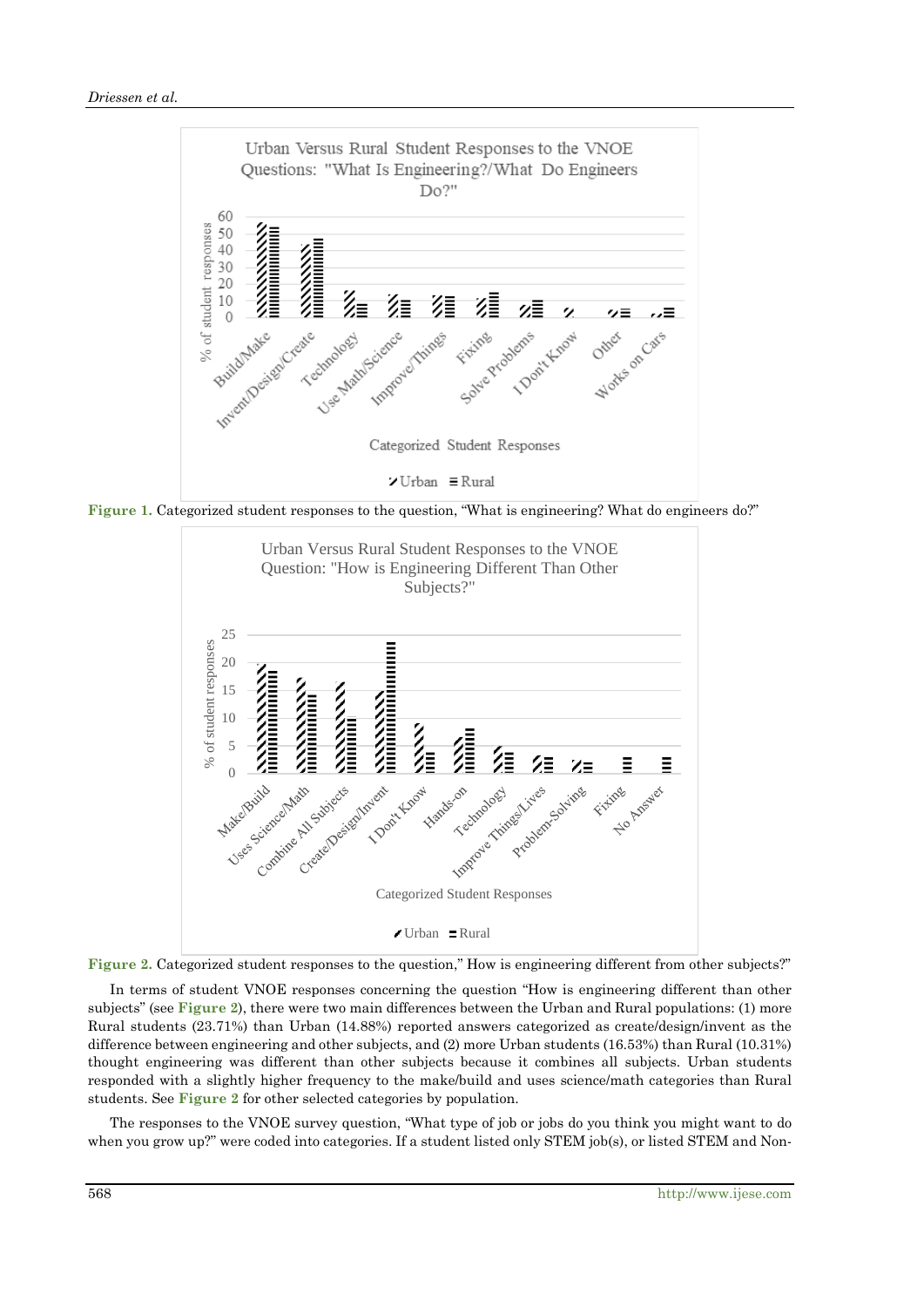Figure 1. Categorized student responses to the question, "What is engineering? What do engineers do?"

Figure 2. Categorized student responses to the question," How is engineering different from other subjects?"

In terms of student VNOE responses concerning the question "How is engineering different than other subjects" (see **Figure 2**), there were two main differences between the Urban and Rural populations: (1) more Rural students (23.71%) than Urban (14.88%) reported answers categorized as create/design/invent as the difference between engineering and other subjects, and (2) more Urban students (16.53%) than Rural (10.31%) thought engineering was different than other subjects because it combines all subjects. Urban students responded with a slightly higher frequency to the make/build and uses science/math categories than Rural students. See **Figure 2** for other selected categories by population.

The responses to the VNOE survey question, "What type of job or jobs do you think you might want to do when you grow up?" were coded into categories. If a student listed only STEM job(s), or listed STEM and Non-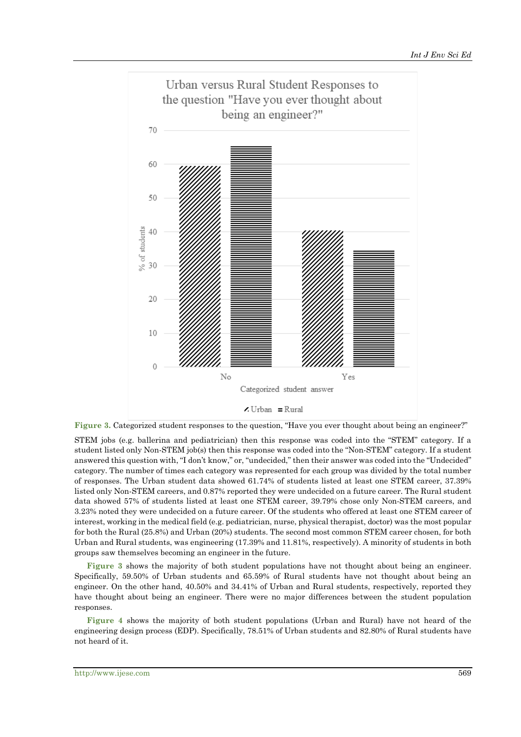Figure 3. Categorized student responses to the question, "Have you ever thought about being an engineer?"

STEM jobs (e.g. ballerina and pediatrician) then this response was coded into the "STEM" category. If a student listed only Non-STEM job(s) then this response was coded into the "Non-STEM" category. If a student answered this question with, "I don't know," or, "undecided," then their answer was coded into the "Undecided" category. The number of times each category was represented for each group was divided by the total number of responses. The Urban student data showed 61.74% of students listed at least one STEM career, 37.39% listed only Non-STEM careers, and 0.87% reported they were undecided on a future career. The Rural student data showed 57% of students listed at least one STEM career, 39.79% chose only Non-STEM careers, and 3.23% noted they were undecided on a future career. Of the students who offered at least one STEM career of interest, working in the medical field (e.g. pediatrician, nurse, physical therapist, doctor) was the most popular for both the Rural (25.8%) and Urban (20%) students. The second most common STEM career chosen, for both Urban and Rural students, was engineering (17.39% and 11.81%, respectively). A minority of students in both groups saw themselves becoming an engineer in the future.

**Figure 3** shows the majority of both student populations have not thought about being an engineer. Specifically, 59.50% of Urban students and 65.59% of Rural students have not thought about being an engineer. On the other hand, 40.50% and 34.41% of Urban and Rural students, respectively, reported they have thought about being an engineer. There were no major differences between the student population responses.

**Figure 4** shows the majority of both student populations (Urban and Rural) have not heard of the engineering design process (EDP). Specifically, 78.51% of Urban students and 82.80% of Rural students have not heard of it.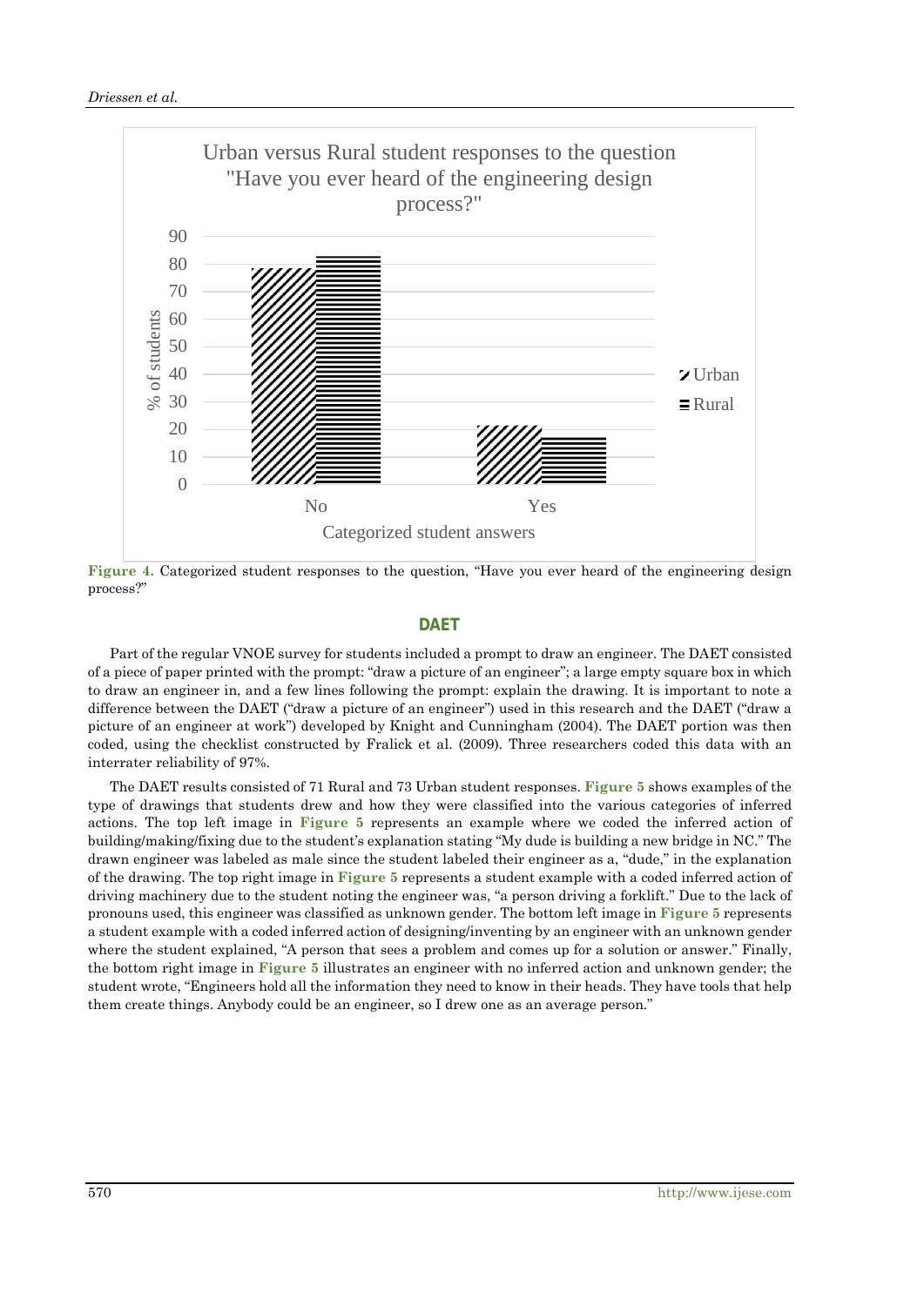Figure 4. Categorized student responses to the question, "Have you ever heard of the engineering design process?"

## DAET

Part of the regular VNOE survey for students included a prompt to draw an engineer. The DAET consisted of a piece of paper printed with the prompt: "draw a picture of an engineer"; a large empty square box in which to draw an engineer in, and a few lines following the prompt: explain the drawing. It is important to note a difference between the DAET ("draw a picture of an engineer") used in this research and the DAET ("draw a picture of an engineer at work") developed by Knight and Cunningham (2004). The DAET portion was then coded, using the checklist constructed by Fralick et al. (2009). Three researchers coded this data with an interrater reliability of 97%.

The DAET results consisted of 71 Rural and 73 Urban student responses. **Figure 5** shows examples of the type of drawings that students drew and how they were classified into the various categories of inferred actions. The top left image in **Figure 5** represents an example where we coded the inferred action of building/making/fixing due to the student's explanation stating "My dude is building a new bridge in NC." The drawn engineer was labeled as male since the student labeled their engineer as a, "dude," in the explanation of the drawing. The top right image in **Figure 5** represents a student example with a coded inferred action of driving machinery due to the student noting the engineer was, "a person driving a forklift." Due to the lack of pronouns used, this engineer was classified as unknown gender. The bottom left image in **Figure 5** represents a student example with a coded inferred action of designing/inventing by an engineer with an unknown gender where the student explained, "A person that sees a problem and comes up for a solution or answer." Finally, the bottom right image in **Figure 5** illustrates an engineer with no inferred action and unknown gender; the student wrote, "Engineers hold all the information they need to know in their heads. They have tools that help them create things. Anybody could be an engineer, so I drew one as an average person."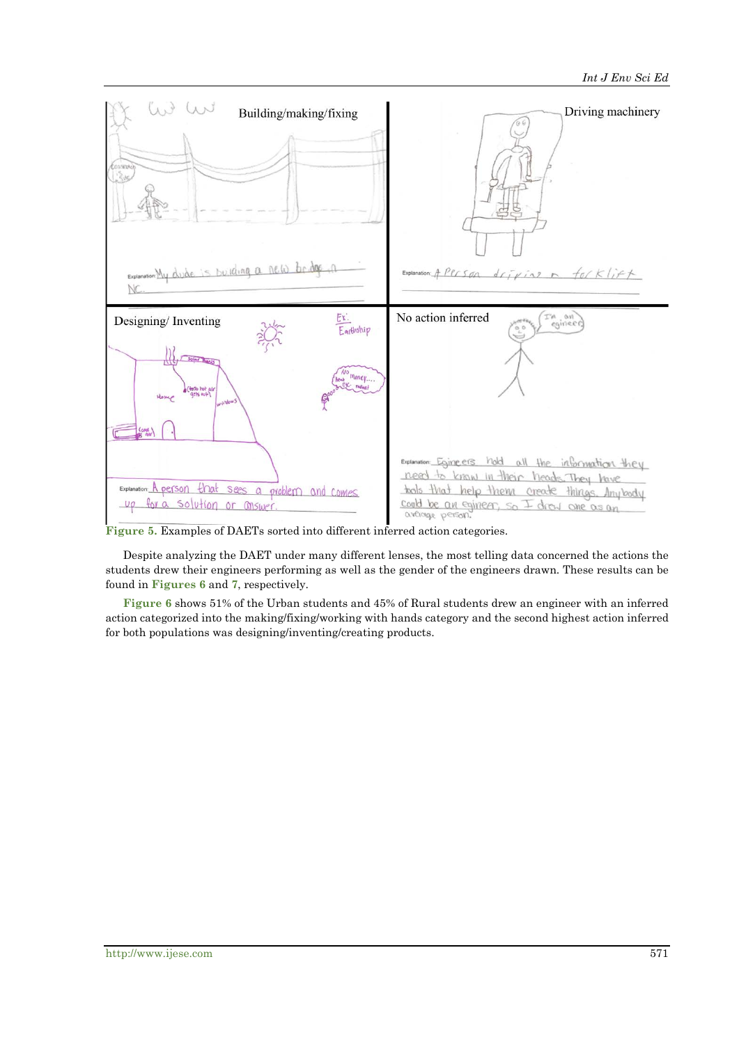Figure 5. Examples of DAETs sorted into different inferred action categories.

Despite analyzing the DAET under many different lenses, the most telling data concerned the actions the students drew their engineers performing as well as the gender of the engineers drawn. These results can be found in **Figures 6** and **7**, respectively.

**Figure 6** shows 51% of the Urban students and 45% of Rural students drew an engineer with an inferred action categorized into the making/fixing/working with hands category and the second highest action inferred for both populations was designing/inventing/creating products.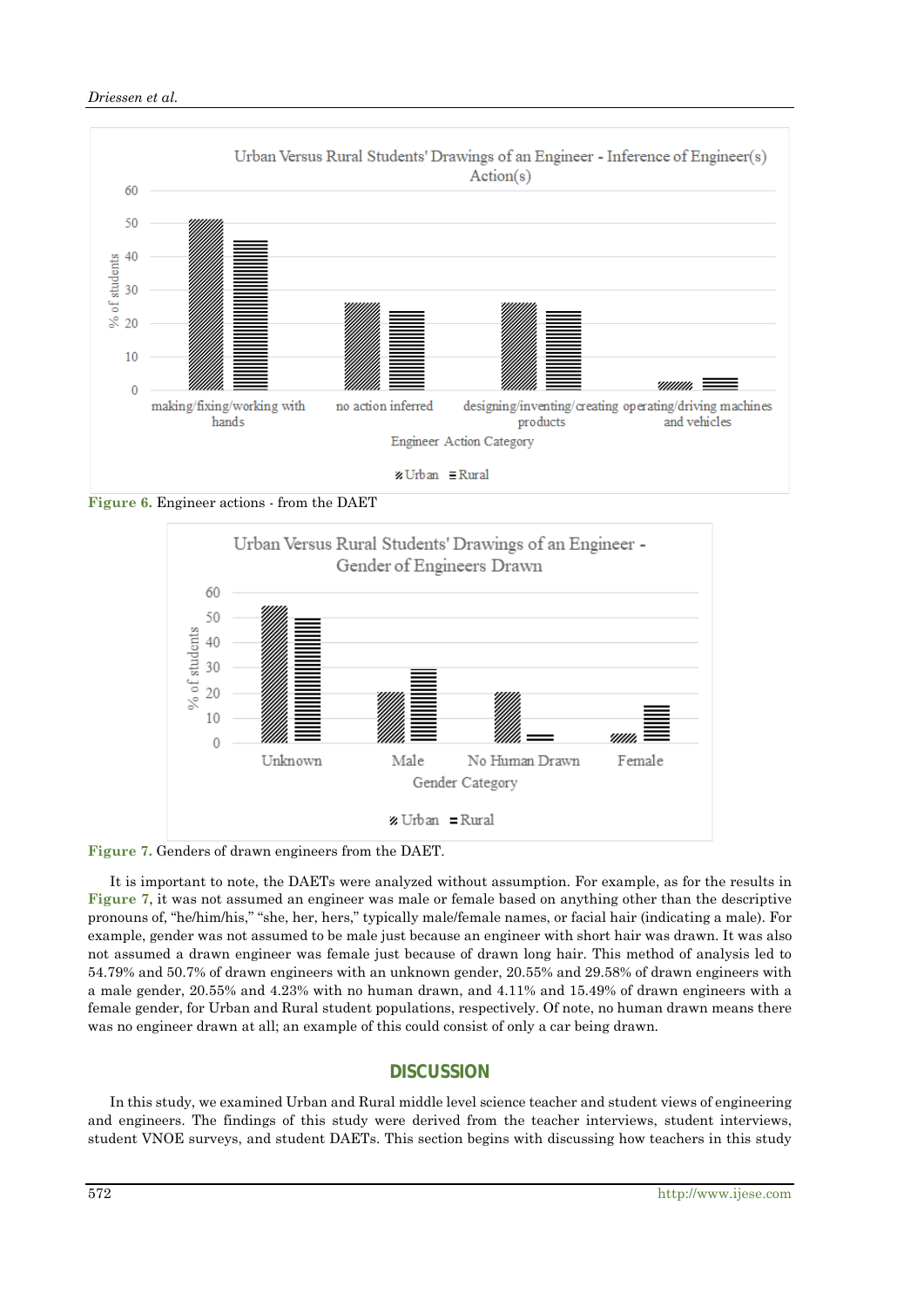Figure 6. Engineer actions - from the DAET

Figure 7. Genders of drawn engineers from the DAET.

It is important to note, the DAETs were analyzed without assumption. For example, as for the results in Figure 7, it was not assumed an engineer was male or female based on anything other than the descriptive pronouns of, "he/him/his," "she, her, hers," typically male/female names, or facial hair (indicating a male). For example, gender was not assumed to be male just because an engineer with short hair was drawn. It was also not assumed a drawn engineer was female just because of drawn long hair. This method of analysis led to 54.79% and 50.7% of drawn engineers with an unknown gender, 20.55% and 29.58% of drawn engineers with a male gender, 20.55% and 4.23% with no human drawn, and 4.11% and 15.49% of drawn engineers with a female gender, for Urban and Rural student populations, respectively. Of note, no human drawn means there was no engineer drawn at all; an example of this could consist of only a car being drawn.

## DISCUSSION

In this study, we examined Urban and Rural middle level science teacher and student views of engineering and engineers. The findings of this study were derived from the teacher interviews, student interviews, student VNOE surveys, and student DAETs. This section begins with discussing how teachers in this study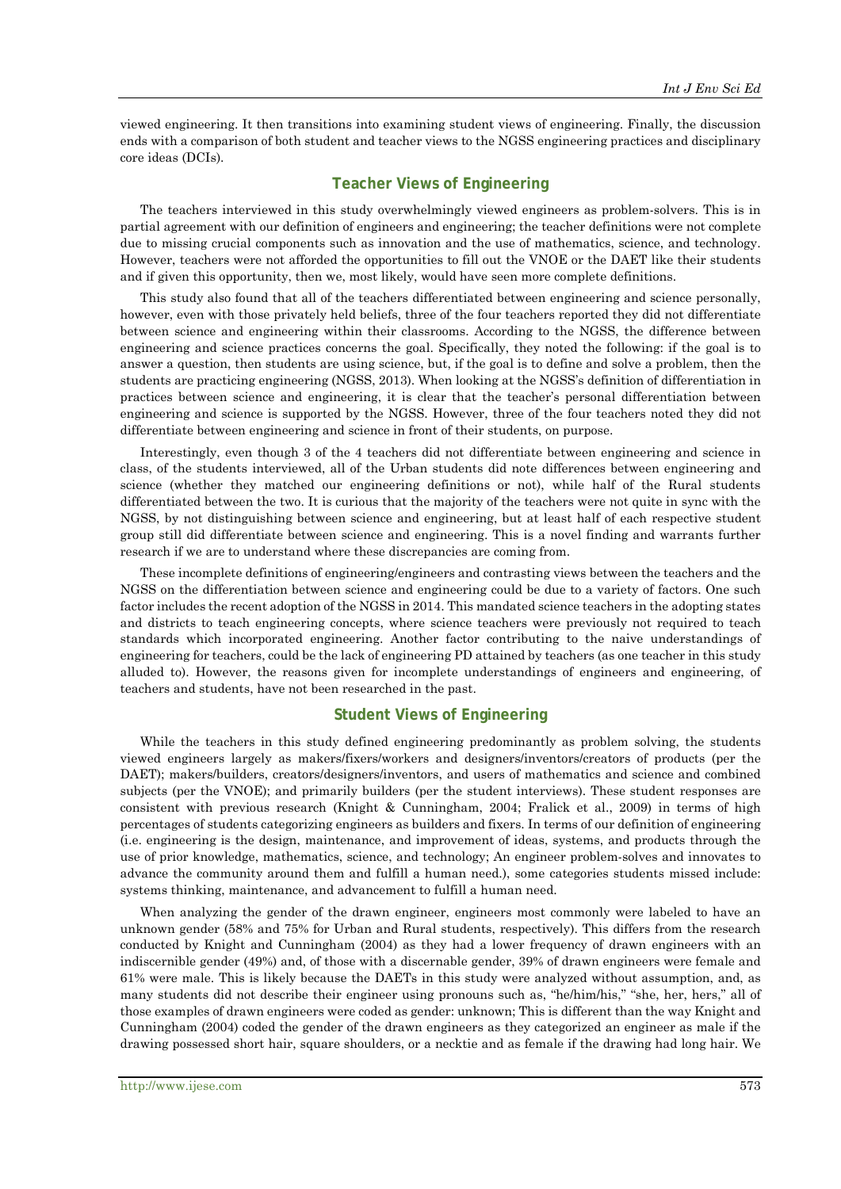viewed engineering. It then transitions into examining student views of engineering. Finally, the discussion ends with a comparison of both student and teacher views to the NGSS engineering practices and disciplinary core ideas (DCIs).

## Teacher Views of Engineering

The teachers interviewed in this study overwhelmingly viewed engineers as problem-solvers. This is in partial agreement with our definition of engineers and engineering; the teacher definitions were not complete due to missing crucial components such as innovation and the use of mathematics, science, and technology. However, teachers were not afforded the opportunities to fill out the VNOE or the DAET like their students and if given this opportunity, then we, most likely, would have seen more complete definitions.

This study also found that all of the teachers differentiated between engineering and science personally, however, even with those privately held beliefs, three of the four teachers reported they did not differentiate between science and engineering within their classrooms. According to the NGSS, the difference between engineering and science practices concerns the goal. Specifically, they noted the following: if the goal is to answer a question, then students are using science, but, if the goal is to define and solve a problem, then the students are practicing engineering (NGSS, 2013). When looking at the NGSS's definition of differentiation in practices between science and engineering, it is clear that the teacher's personal differentiation between engineering and science is supported by the NGSS. However, three of the four teachers noted they did not differentiate between engineering and science in front of their students, on purpose.

Interestingly, even though 3 of the 4 teachers did not differentiate between engineering and science in class, of the students interviewed, all of the Urban students did note differences between engineering and science (whether they matched our engineering definitions or not), while half of the Rural students differentiated between the two. It is curious that the majority of the teachers were not quite in sync with the NGSS, by not distinguishing between science and engineering, but at least half of each respective student group still did differentiate between science and engineering. This is a novel finding and warrants further research if we are to understand where these discrepancies are coming from.

These incomplete definitions of engineering/engineers and contrasting views between the teachers and the NGSS on the differentiation between science and engineering could be due to a variety of factors. One such factor includes the recent adoption of the NGSS in 2014. This mandated science teachers in the adopting states and districts to teach engineering concepts, where science teachers were previously not required to teach standards which incorporated engineering. Another factor contributing to the naive understandings of engineering for teachers, could be the lack of engineering PD attained by teachers (as one teacher in this study alluded to). However, the reasons given for incomplete understandings of engineers and engineering, of teachers and students, have not been researched in the past.

## Student Views of Engineering

While the teachers in this study defined engineering predominantly as problem solving, the students viewed engineers largely as makers/fixers/workers and designers/inventors/creators of products (per the DAET); makers/builders, creators/designers/inventors, and users of mathematics and science and combined subjects (per the VNOE); and primarily builders (per the student interviews). These student responses are consistent with previous research (Knight & Cunningham, 2004; Fralick et al., 2009) in terms of high percentages of students categorizing engineers as builders and fixers. In terms of our definition of engineering (i.e. engineering is the design, maintenance, and improvement of ideas, systems, and products through the use of prior knowledge, mathematics, science, and technology; An engineer problem-solves and innovates to advance the community around them and fulfill a human need.), some categories students missed include: systems thinking, maintenance, and advancement to fulfill a human need.

When analyzing the gender of the drawn engineer, engineers most commonly were labeled to have an unknown gender (58% and 75% for Urban and Rural students, respectively). This differs from the research conducted by Knight and Cunningham (2004) as they had a lower frequency of drawn engineers with an indiscernible gender (49%) and, of those with a discernable gender, 39% of drawn engineers were female and 61% were male. This is likely because the DAETs in this study were analyzed without assumption, and, as many students did not describe their engineer using pronouns such as, "he/him/his," "she, her, hers," all of those examples of drawn engineers were coded as gender: unknown; This is different than the way Knight and Cunningham (2004) coded the gender of the drawn engineers as they categorized an engineer as male if the drawing possessed short hair, square shoulders, or a necktie and as female if the drawing had long hair. We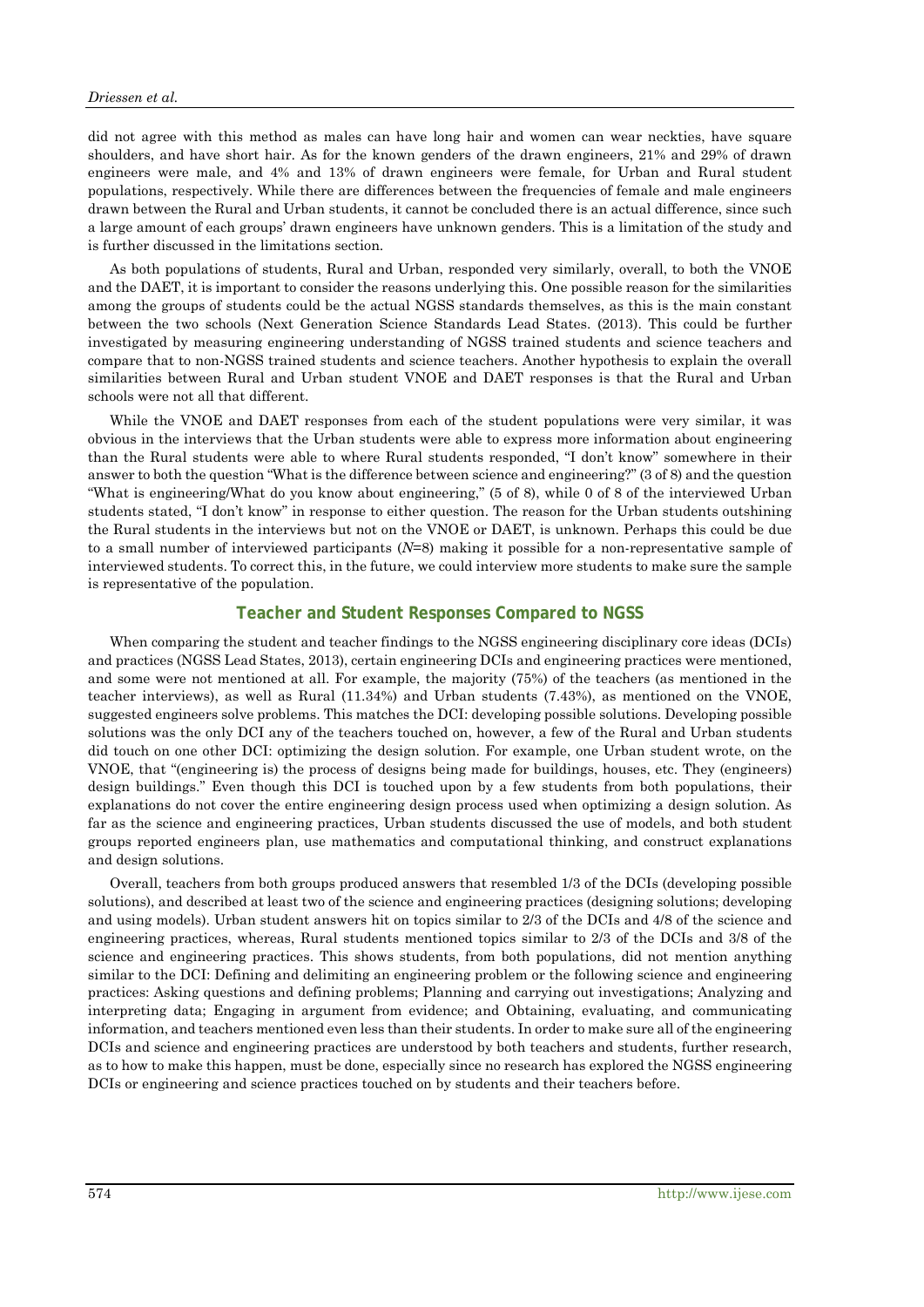did not agree with this method as males can have long hair and women can wear neckties, have square shoulders, and have short hair. As for the known genders of the drawn engineers, 21% and 29% of drawn engineers were male, and 4% and 13% of drawn engineers were female, for Urban and Rural student populations, respectively. While there are differences between the frequencies of female and male engineers drawn between the Rural and Urban students, it cannot be concluded there is an actual difference, since such a large amount of each groups' drawn engineers have unknown genders. This is a limitation of the study and is further discussed in the limitations section.

As both populations of students, Rural and Urban, responded very similarly, overall, to both the VNOE and the DAET, it is important to consider the reasons underlying this. One possible reason for the similarities among the groups of students could be the actual NGSS standards themselves, as this is the main constant between the two schools (Next Generation Science Standards Lead States. (2013). This could be further investigated by measuring engineering understanding of NGSS trained students and science teachers and compare that to non-NGSS trained students and science teachers. Another hypothesis to explain the overall similarities between Rural and Urban student VNOE and DAET responses is that the Rural and Urban schools were not all that different.

While the VNOE and DAET responses from each of the student populations were very similar, it was obvious in the interviews that the Urban students were able to express more information about engineering than the Rural students were able to where Rural students responded, "I don't know" somewhere in their answer to both the question "What is the difference between science and engineering?" (3 of 8) and the question "What is engineering/What do you know about engineering," (5 of 8), while 0 of 8 of the interviewed Urban students stated, "I don't know" in response to either question. The reason for the Urban students outshining the Rural students in the interviews but not on the VNOE or DAET, is unknown. Perhaps this could be due to a small number of interviewed participants ($N$=8) making it possible for a non-representative sample of interviewed students. To correct this, in the future, we could interview more students to make sure the sample is representative of the population.

## Teacher and Student Responses Compared to NGSS

When comparing the student and teacher findings to the NGSS engineering disciplinary core ideas (DCIs) and practices (NGSS Lead States, 2013), certain engineering DCIs and engineering practices were mentioned, and some were not mentioned at all. For example, the majority (75%) of the teachers (as mentioned in the teacher interviews), as well as Rural (11.34%) and Urban students (7.43%), as mentioned on the VNOE, suggested engineers solve problems. This matches the DCI: developing possible solutions. Developing possible solutions was the only DCI any of the teachers touched on, however, a few of the Rural and Urban students did touch on one other DCI: optimizing the design solution. For example, one Urban student wrote, on the VNOE, that "(engineering is) the process of designs being made for buildings, houses, etc. They (engineers) design buildings." Even though this DCI is touched upon by a few students from both populations, their explanations do not cover the entire engineering design process used when optimizing a design solution. As far as the science and engineering practices, Urban students discussed the use of models, and both student groups reported engineers plan, use mathematics and computational thinking, and construct explanations and design solutions.

Overall, teachers from both groups produced answers that resembled 1/3 of the DCIs (developing possible solutions), and described at least two of the science and engineering practices (designing solutions; developing and using models). Urban student answers hit on topics similar to 2/3 of the DCIs and 4/8 of the science and engineering practices, whereas, Rural students mentioned topics similar to 2/3 of the DCIs and 3/8 of the science and engineering practices. This shows students, from both populations, did not mention anything similar to the DCI: Defining and delimiting an engineering problem or the following science and engineering practices: Asking questions and defining problems; Planning and carrying out investigations; Analyzing and interpreting data; Engaging in argument from evidence; and Obtaining, evaluating, and communicating information, and teachers mentioned even less than their students. In order to make sure all of the engineering DCIs and science and engineering practices are understood by both teachers and students, further research, as to how to make this happen, must be done, especially since no research has explored the NGSS engineering DCIs or engineering and science practices touched on by students and their teachers before.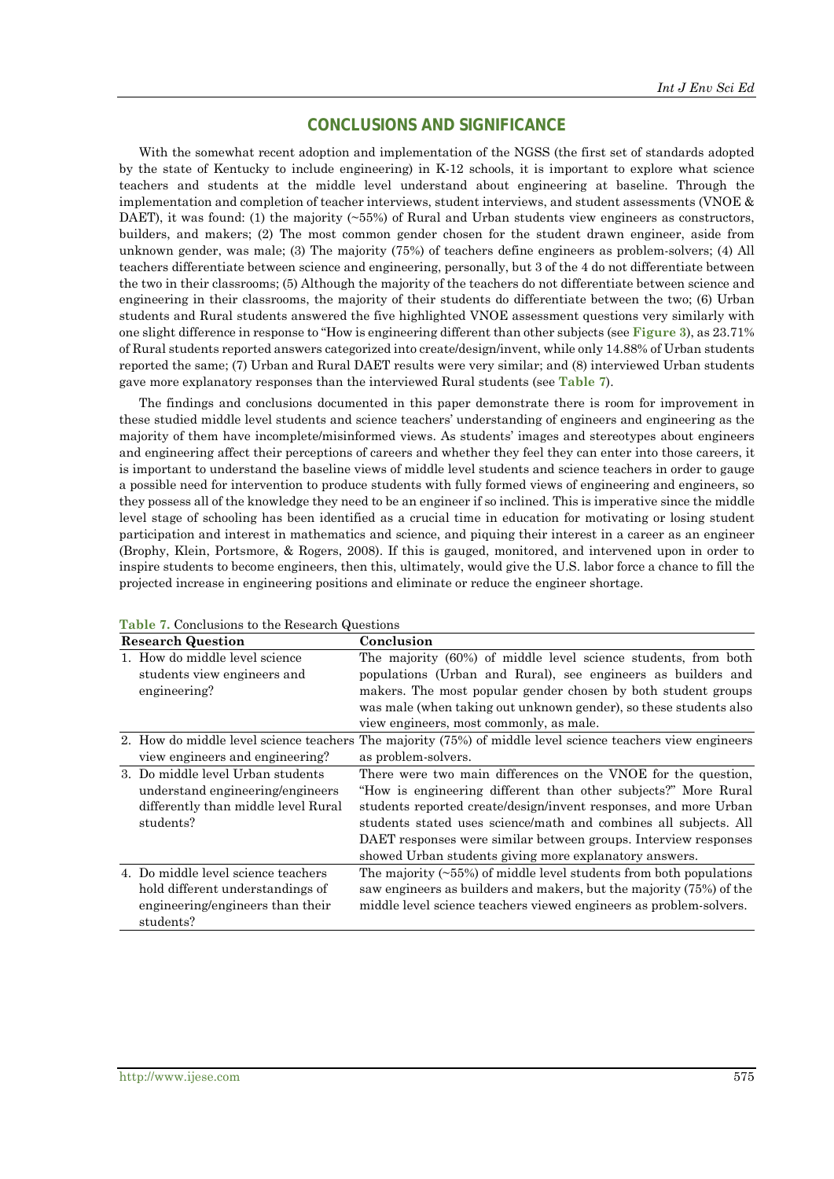## CONCLUSIONS AND SIGNIFICANCE

With the somewhat recent adoption and implementation of the NGSS (the first set of standards adopted by the state of Kentucky to include engineering) in K-12 schools, it is important to explore what science teachers and students at the middle level understand about engineering at baseline. Through the implementation and completion of teacher interviews, student interviews, and student assessments (VNOE & DAET), it was found: (1) the majority (~55%) of Rural and Urban students view engineers as constructors, builders, and makers; (2) The most common gender chosen for the student drawn engineer, aside from unknown gender, was male; (3) The majority (75%) of teachers define engineers as problem-solvers; (4) All teachers differentiate between science and engineering, personally, but 3 of the 4 do not differentiate between the two in their classrooms; (5) Although the majority of the teachers do not differentiate between science and engineering in their classrooms, the majority of their students do differentiate between the two; (6) Urban students and Rural students answered the five highlighted VNOE assessment questions very similarly with one slight difference in response to "How is engineering different than other subjects (see **Figure 3**), as 23.71% of Rural students reported answers categorized into create/design/invent, while only 14.88% of Urban students reported the same; (7) Urban and Rural DAET results were very similar; and (8) interviewed Urban students gave more explanatory responses than the interviewed Rural students (see **Table 7**).

The findings and conclusions documented in this paper demonstrate there is room for improvement in these studied middle level students and science teachers' understanding of engineers and engineering as the majority of them have incomplete/misinformed views. As students' images and stereotypes about engineers and engineering affect their perceptions of careers and whether they feel they can enter into those careers, it is important to understand the baseline views of middle level students and science teachers in order to gauge a possible need for intervention to produce students with fully formed views of engineering and engineers, so they possess all of the knowledge they need to be an engineer if so inclined. This is imperative since the middle level stage of schooling has been identified as a crucial time in education for motivating or losing student participation and interest in mathematics and science, and piquing their interest in a career as an engineer (Brophy, Klein, Portsmore, & Rogers, 2008). If this is gauged, monitored, and intervened upon in order to inspire students to become engineers, then this, ultimately, would give the U.S. labor force a chance to fill the projected increase in engineering positions and eliminate or reduce the engineer shortage.

**Table 7.** Conclusions to the Research Questions

| Research Question | Conclusion |
|---|---|
| 1. How do middle level science students view engineers and engineering? | The majority (60%) of middle level science students, from both populations (Urban and Rural), see engineers as builders and makers. The most popular gender chosen by both student groups was male (when taking out unknown gender), so these students also view engineers, most commonly, as male. |
| 2. How do middle level science teachers view engineers and engineering? | The majority (75%) of middle level science teachers view engineers as problem-solvers. |
| 3. Do middle level Urban students understand engineering/engineers differently than middle level Rural students? | There were two main differences on the VNOE for the question, "How is engineering different than other subjects?" More Rural students reported create/design/invent responses, and more Urban students stated uses science/math and combines all subjects. All DAET responses were similar between groups. Interview responses showed Urban students giving more explanatory answers. |
| 4. Do middle level science teachers hold different understandings of engineering/engineers than their students? | The majority (~55%) of middle level students from both populations saw engineers as builders and makers, but the majority (75%) of the middle level science teachers viewed engineers as problem-solvers. |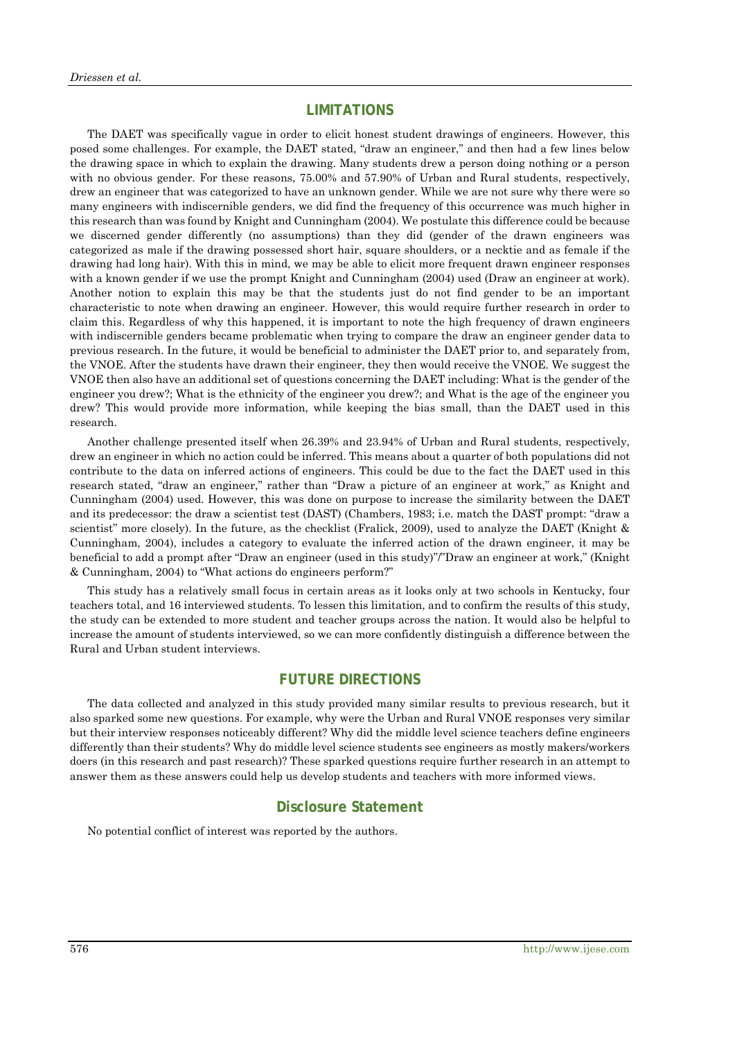## LIMITATIONS

The DAET was specifically vague in order to elicit honest student drawings of engineers. However, this posed some challenges. For example, the DAET stated, "draw an engineer," and then had a few lines below the drawing space in which to explain the drawing. Many students drew a person doing nothing or a person with no obvious gender. For these reasons, 75.00% and 57.90% of Urban and Rural students, respectively, drew an engineer that was categorized to have an unknown gender. While we are not sure why there were so many engineers with indiscernible genders, we did find the frequency of this occurrence was much higher in this research than was found by Knight and Cunningham (2004). We postulate this difference could be because we discerned gender differently (no assumptions) than they did (gender of the drawn engineers was categorized as male if the drawing possessed short hair, square shoulders, or a necktie and as female if the drawing had long hair). With this in mind, we may be able to elicit more frequent drawn engineer responses with a known gender if we use the prompt Knight and Cunningham (2004) used (Draw an engineer at work). Another notion to explain this may be that the students just do not find gender to be an important characteristic to note when drawing an engineer. However, this would require further research in order to claim this. Regardless of why this happened, it is important to note the high frequency of drawn engineers with indiscernible genders became problematic when trying to compare the draw an engineer gender data to previous research. In the future, it would be beneficial to administer the DAET prior to, and separately from, the VNOE. After the students have drawn their engineer, they then would receive the VNOE. We suggest the VNOE then also have an additional set of questions concerning the DAET including: What is the gender of the engineer you drew?; What is the ethnicity of the engineer you drew?; and What is the age of the engineer you drew? This would provide more information, while keeping the bias small, than the DAET used in this research.

Another challenge presented itself when 26.39% and 23.94% of Urban and Rural students, respectively, drew an engineer in which no action could be inferred. This means about a quarter of both populations did not contribute to the data on inferred actions of engineers. This could be due to the fact the DAET used in this research stated, "draw an engineer," rather than "Draw a picture of an engineer at work," as Knight and Cunningham (2004) used. However, this was done on purpose to increase the similarity between the DAET and its predecessor: the draw a scientist test (DAST) (Chambers, 1983; i.e. match the DAST prompt: "draw a scientist" more closely). In the future, as the checklist (Fralick, 2009), used to analyze the DAET (Knight & Cunningham, 2004), includes a category to evaluate the inferred action of the drawn engineer, it may be beneficial to add a prompt after "Draw an engineer (used in this study)"/"Draw an engineer at work," (Knight & Cunningham, 2004) to "What actions do engineers perform?"

This study has a relatively small focus in certain areas as it looks only at two schools in Kentucky, four teachers total, and 16 interviewed students. To lessen this limitation, and to confirm the results of this study, the study can be extended to more student and teacher groups across the nation. It would also be helpful to increase the amount of students interviewed, so we can more confidently distinguish a difference between the Rural and Urban student interviews.

## FUTURE DIRECTIONS

The data collected and analyzed in this study provided many similar results to previous research, but it also sparked some new questions. For example, why were the Urban and Rural VNOE responses very similar but their interview responses noticeably different? Why did the middle level science teachers define engineers differently than their students? Why do middle level science students see engineers as mostly makers/workers doers (in this research and past research)? These sparked questions require further research in an attempt to answer them as these answers could help us develop students and teachers with more informed views.

## Disclosure Statement

No potential conflict of interest was reported by the authors.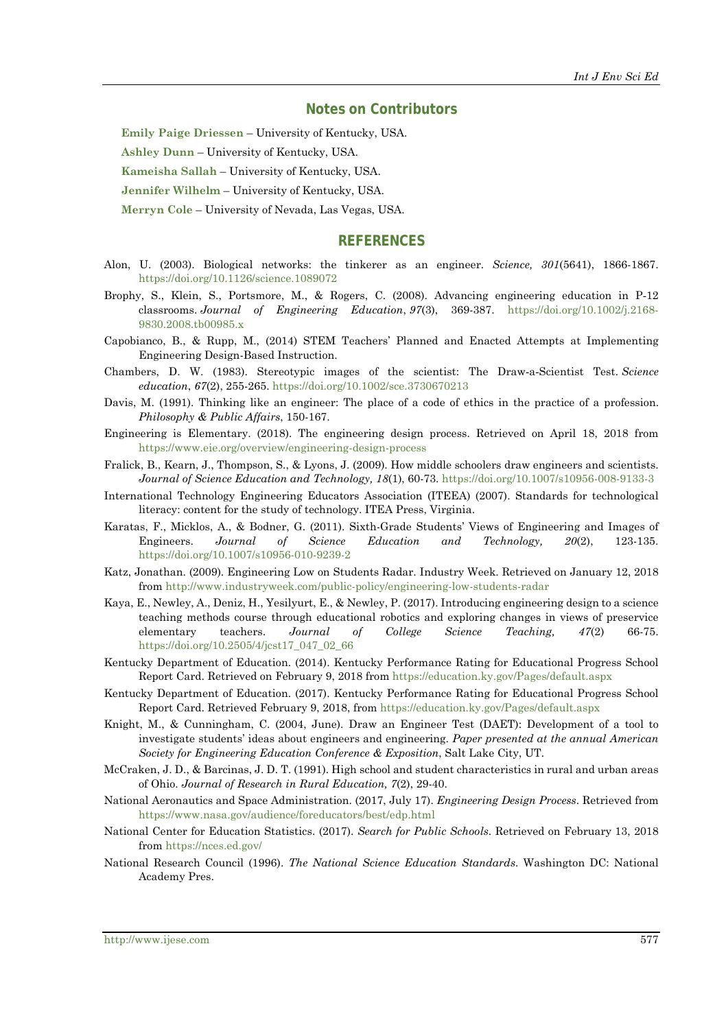## Notes on Contributors

**Emily Paige Driessen** – University of Kentucky, USA.

**Ashley Dunn** – University of Kentucky, USA.

**Kameisha Sallah** – University of Kentucky, USA.

**Jennifer Wilhelm** – University of Kentucky, USA.

**Merryn Cole** – University of Nevada, Las Vegas, USA.

## REFERENCES

Alon, U. (2003). Biological networks: the tinkerer as an engineer. *Science, 301*(5641), 1866-1867. https://doi.org/10.1126/science.1089072

Brophy, S., Klein, S., Portsmore, M., & Rogers, C. (2008). Advancing engineering education in P-12 classrooms. *Journal of Engineering Education*, *97*(3), 369-387. https://doi.org/10.1002/j.2168-9830.2008.tb00985.x

Capobianco, B., & Rupp, M., (2014) STEM Teachers' Planned and Enacted Attempts at Implementing Engineering Design-Based Instruction.

Chambers, D. W. (1983). Stereotypic images of the scientist: The Draw-a-Scientist Test. *Science education*, *67*(2), 255-265. https://doi.org/10.1002/sce.3730670213

Davis, M. (1991). Thinking like an engineer: The place of a code of ethics in the practice of a profession. *Philosophy & Public Affairs*, 150-167.

Engineering is Elementary. (2018). The engineering design process. Retrieved on April 18, 2018 from https://www.eie.org/overview/engineering-design-process

Fralick, B., Kearn, J., Thompson, S., & Lyons, J. (2009). How middle schoolers draw engineers and scientists. *Journal of Science Education and Technology, 18*(1), 60-73. https://doi.org/10.1007/s10956-008-9133-3

International Technology Engineering Educators Association (ITEEA) (2007). Standards for technological literacy: content for the study of technology. ITEA Press, Virginia.

Karatas, F., Micklos, A., & Bodner, G. (2011). Sixth-Grade Students' Views of Engineering and Images of Engineers. *Journal of Science Education and Technology, 20*(2), 123-135. https://doi.org/10.1007/s10956-010-9239-2

Katz, Jonathan. (2009). Engineering Low on Students Radar. Industry Week. Retrieved on January 12, 2018 from http://www.industryweek.com/public-policy/engineering-low-students-radar

Kaya, E., Newley, A., Deniz, H., Yesilyurt, E., & Newley, P. (2017). Introducing engineering design to a science teaching methods course through educational robotics and exploring changes in views of preservice elementary teachers. *Journal of College Science Teaching, 47*(2) 66-75. https://doi.org/10.2505/4/jcst17_047_02_66

Kentucky Department of Education. (2014). Kentucky Performance Rating for Educational Progress School Report Card. Retrieved on February 9, 2018 from https://education.ky.gov/Pages/default.aspx

Kentucky Department of Education. (2017). Kentucky Performance Rating for Educational Progress School Report Card. Retrieved February 9, 2018, from https://education.ky.gov/Pages/default.aspx

Knight, M., & Cunningham, C. (2004, June). Draw an Engineer Test (DAET): Development of a tool to investigate students' ideas about engineers and engineering. *Paper presented at the annual American Society for Engineering Education Conference & Exposition*, Salt Lake City, UT.

McCraken, J. D., & Barcinas, J. D. T. (1991). High school and student characteristics in rural and urban areas of Ohio. *Journal of Research in Rural Education, 7*(2), 29-40.

National Aeronautics and Space Administration. (2017, July 17). *Engineering Design Process*. Retrieved from https://www.nasa.gov/audience/foreducators/best/edp.html

National Center for Education Statistics. (2017). *Search for Public Schools*. Retrieved on February 13, 2018 from https://nces.ed.gov/

National Research Council (1996). *The National Science Education Standards*. Washington DC: National Academy Pres.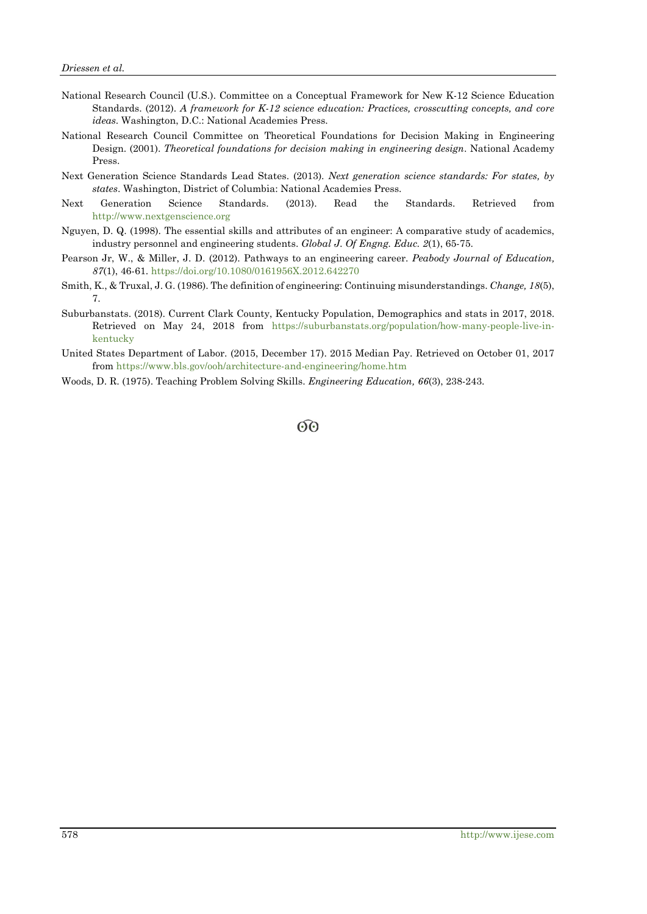National Research Council (U.S.). Committee on a Conceptual Framework for New K-12 Science Education Standards. (2012). *A framework for K-12 science education: Practices, crosscutting concepts, and core ideas*. Washington, D.C.: National Academies Press.

National Research Council Committee on Theoretical Foundations for Decision Making in Engineering Design. (2001). *Theoretical foundations for decision making in engineering design*. National Academy Press.

Next Generation Science Standards Lead States. (2013). *Next generation science standards: For states, by states*. Washington, District of Columbia: National Academies Press.

Next Generation Science Standards. (2013). Read the Standards. Retrieved from http://www.nextgenscience.org

Nguyen, D. Q. (1998). The essential skills and attributes of an engineer: A comparative study of academics, industry personnel and engineering students. *Global J. Of Engng. Educ. 2*(1), 65-75.

Pearson Jr, W., & Miller, J. D. (2012). Pathways to an engineering career. *Peabody Journal of Education, 87*(1), 46-61. https://doi.org/10.1080/0161956X.2012.642270

Smith, K., & Truxal, J. G. (1986). The definition of engineering: Continuing misunderstandings. *Change, 18*(5), 7.

Suburbanstats. (2018). Current Clark County, Kentucky Population, Demographics and stats in 2017, 2018. Retrieved on May 24, 2018 from https://suburbanstats.org/population/how-many-people-live-in-kentucky

United States Department of Labor. (2015, December 17). 2015 Median Pay. Retrieved on October 01, 2017 from https://www.bls.gov/ooh/architecture-and-engineering/home.htm

Woods, D. R. (1975). Teaching Problem Solving Skills. *Engineering Education, 66*(3), 238-243.